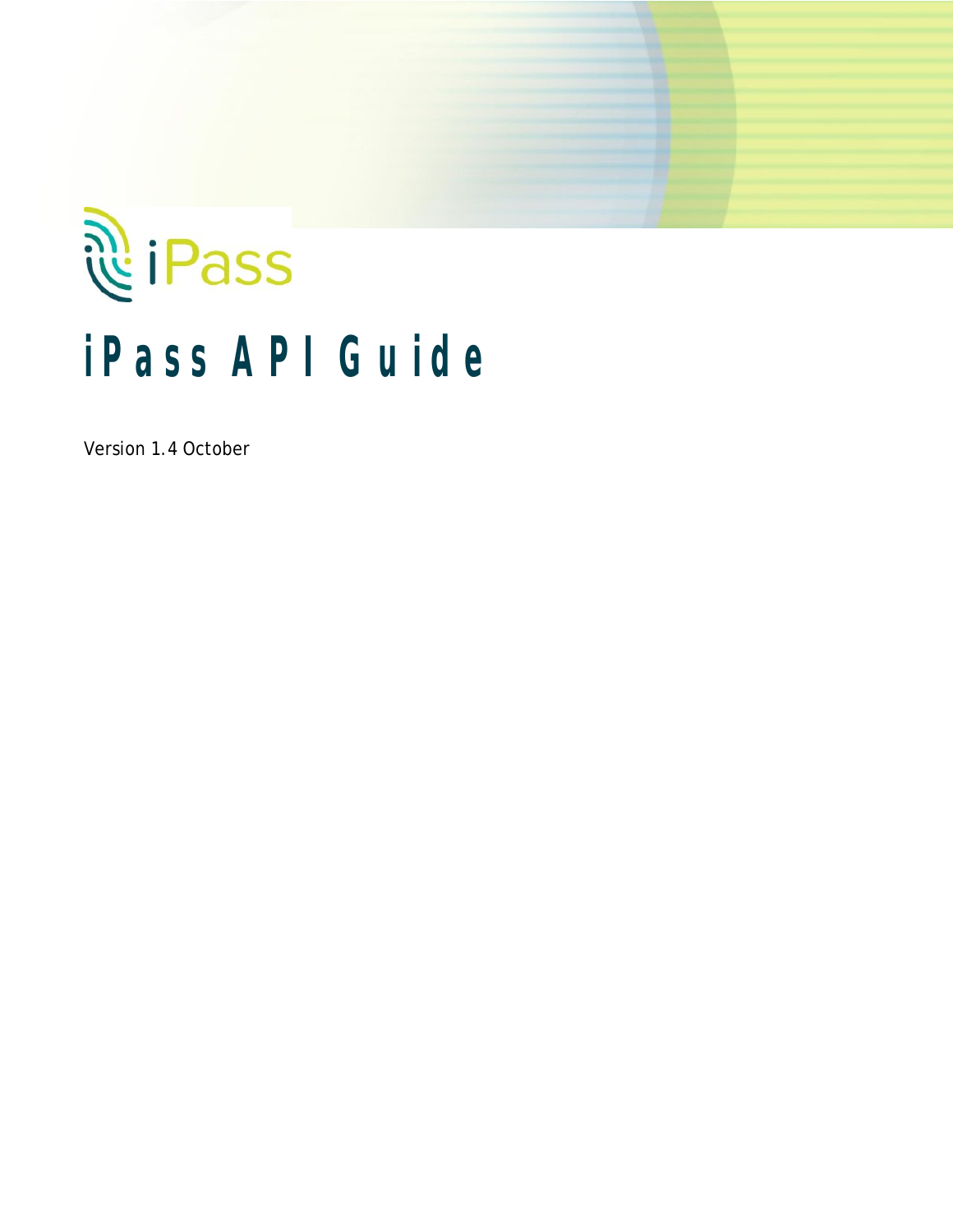iPass

# iPass API Guide

Version 1.4 October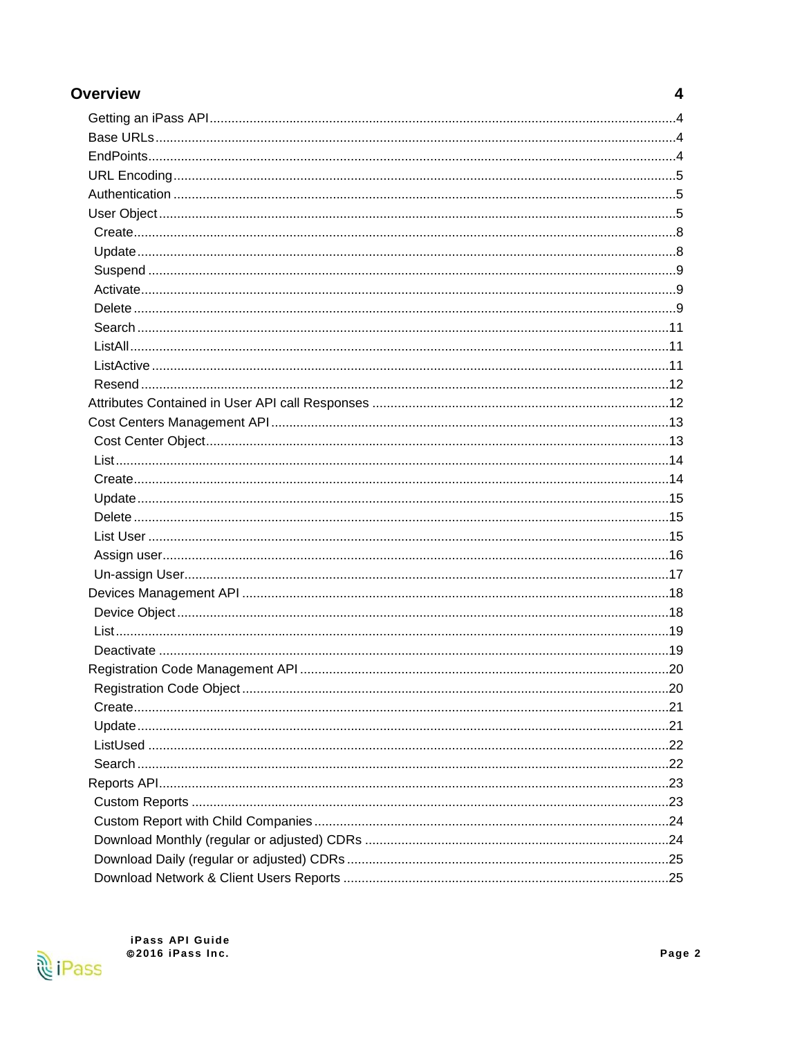**Overview 4**

- Getting an iPass API ........................................................................ 4
- Base URLs ........................................................................ 4
- EndPoints ........................................................................ 4
- URL Encoding ........................................................................ 5
- Authentication ........................................................................ 5
- User Object ........................................................................ 5
  - Create ........................................................................ 8
  - Update ........................................................................ 8
  - Suspend ........................................................................ 9
  - Activate ........................................................................ 9
  - Delete ........................................................................ 9
  - Search ........................................................................ 11
  - ListAll ........................................................................ 11
  - ListActive ........................................................................ 11
  - Resend ........................................................................ 12
- Attributes Contained in User API call Responses ........................................................................ 12
- Cost Centers Management API ........................................................................ 13
  - Cost Center Object ........................................................................ 13
  - List ........................................................................ 14
  - Create ........................................................................ 14
  - Update ........................................................................ 15
  - Delete ........................................................................ 15
  - List User ........................................................................ 15
  - Assign user ........................................................................ 16
  - Un-assign User ........................................................................ 17
- Devices Management API ........................................................................ 18
  - Device Object ........................................................................ 18
  - List ........................................................................ 19
  - Deactivate ........................................................................ 19
- Registration Code Management API ........................................................................ 20
  - Registration Code Object ........................................................................ 20
  - Create ........................................................................ 21
  - Update ........................................................................ 21
  - ListUsed ........................................................................ 22
  - Search ........................................................................ 22
- Reports API ........................................................................ 23
  - Custom Reports ........................................................................ 23
  - Custom Report with Child Companies ........................................................................ 24
  - Download Monthly (regular or adjusted) CDRs ........................................................................ 24
  - Download Daily (regular or adjusted) CDRs ........................................................................ 25
  - Download Network & Client Users Reports ........................................................................ 25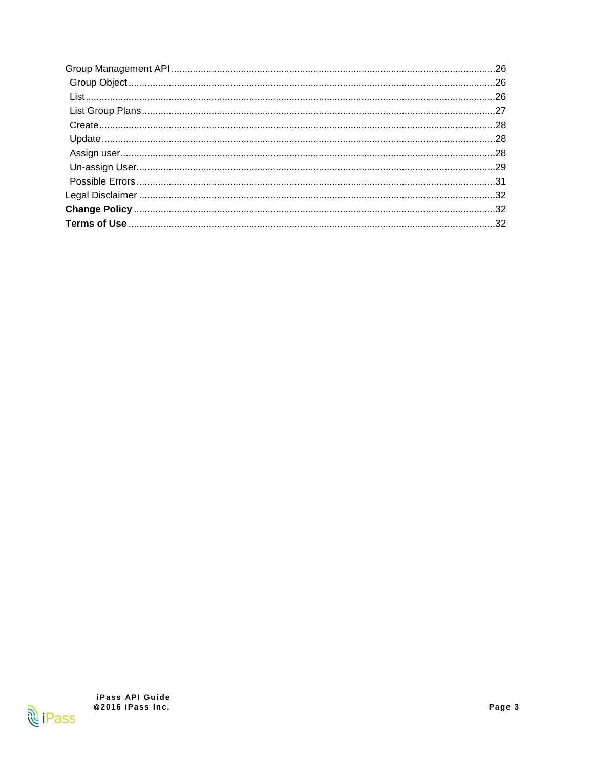Group Management API .......................................................................................................................26
  Group Object ......................................................................................................................26
  List ........................................................................................................................................26
  List Group Plans .................................................................................................................27
  Create ..................................................................................................................................28
  Update .................................................................................................................................28
  Assign user ..........................................................................................................................28
  Un-assign User ....................................................................................................................29
  Possible Errors ....................................................................................................................31
Legal Disclaimer ....................................................................................................................32
**Change Policy** .......................................................................................................................32
**Terms of Use** ........................................................................................................................32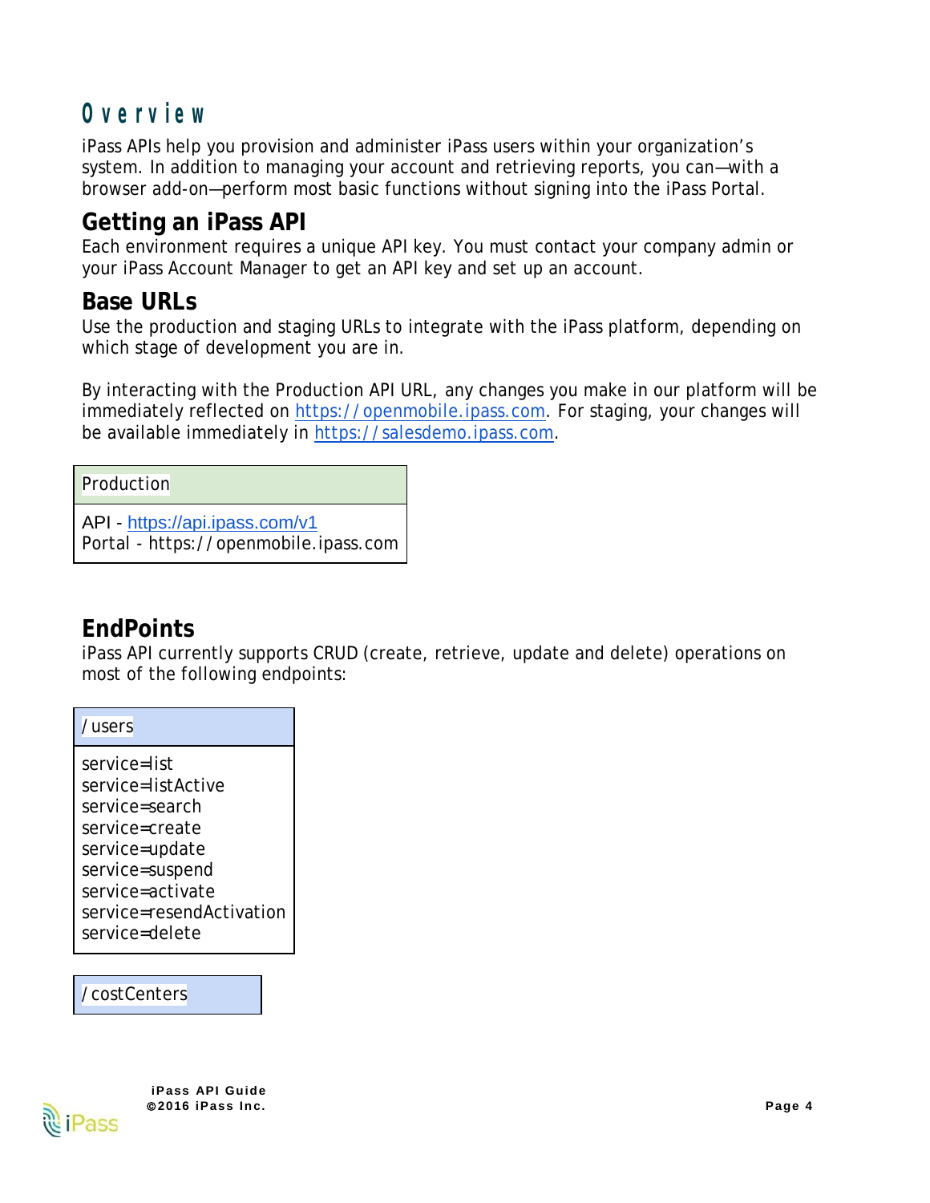# Overview

iPass APIs help you provision and administer iPass users within your organization's system. In addition to managing your account and retrieving reports, you can—with a browser add-on—perform most basic functions without signing into the iPass Portal.

## Getting an iPass API

Each environment requires a unique API key. You must contact your company admin or your iPass Account Manager to get an API key and set up an account.

## Base URLs

Use the production and staging URLs to integrate with the iPass platform, depending on which stage of development you are in.

By interacting with the Production API URL, any changes you make in our platform will be immediately reflected on https://openmobile.ipass.com. For staging, your changes will be available immediately in https://salesdemo.ipass.com.

| Production |
| --- |
| API - https://api.ipass.com/v1<br>Portal - https://openmobile.ipass.com |

## EndPoints

iPass API currently supports CRUD (create, retrieve, update and delete) operations on most of the following endpoints:

| /users |
| --- |
| service=list<br>service=listActive<br>service=search<br>service=create<br>service=update<br>service=suspend<br>service=activate<br>service=resendActivation<br>service=delete |

| /costCenters |
| --- |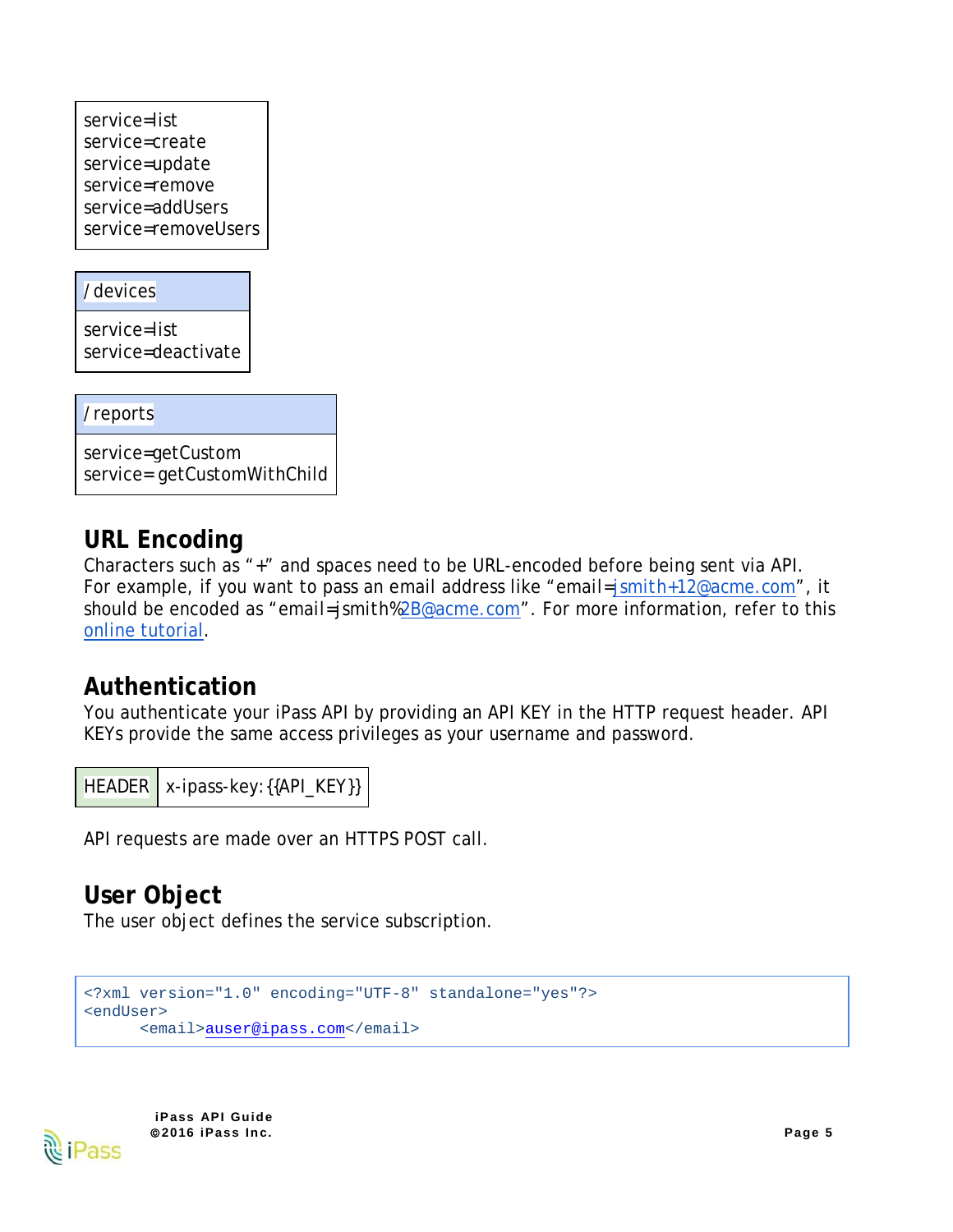| |
|---|
| service=list<br>service=create<br>service=update<br>service=remove<br>service=addUsers<br>service=removeUsers |

| / devices |
|---|
| service=list<br>service=deactivate |

| / reports |
|---|
| service=getCustom<br>service= getCustomWithChild |

## URL Encoding

Characters such as "+" and spaces need to be URL-encoded before being sent via API. For example, if you want to pass an email address like "email=jsmith+12@acme.com", it should be encoded as "email=jsmith%2B@acme.com". For more information, refer to this online tutorial.

## Authentication

You authenticate your iPass API by providing an API KEY in the HTTP request header. API KEYs provide the same access privileges as your username and password.

| HEADER | x-ipass-key: {{API_KEY}} |
|---|---|

API requests are made over an HTTPS POST call.

## User Object

The user object defines the service subscription.

```
<?xml version="1.0" encoding="UTF-8" standalone="yes"?>
<endUser>
     <email>auser@ipass.com</email>
```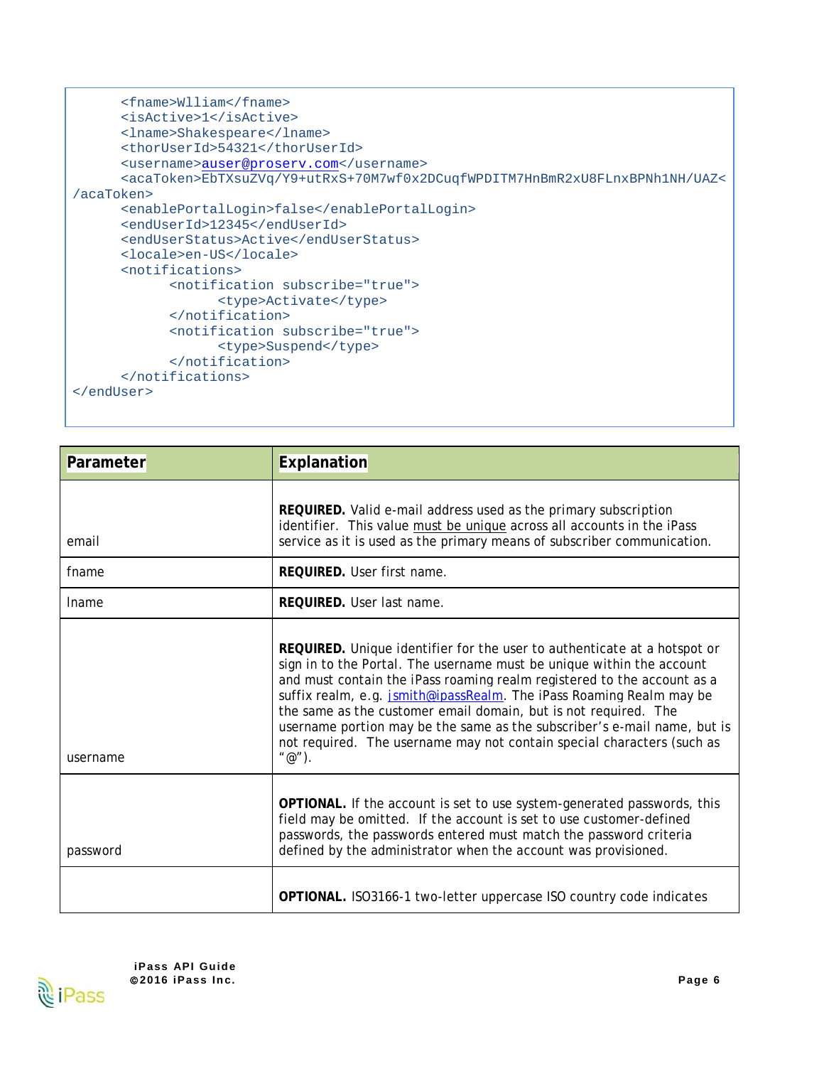```
      <fname>Wlliam</fname>
      <isActive>1</isActive>
      <lname>Shakespeare</lname>
      <thorUserId>54321</thorUserId>
      <username>auser@proserv.com</username>
      <acaToken>EbTXsuZVq/Y9+utRxS+70M7wf0x2DCuqfWPDITM7HnBmR2xU8FLnxBPNh1NH/UAZ<
/acaToken>
      <enablePortalLogin>false</enablePortalLogin>
      <endUserId>12345</endUserId>
      <endUserStatus>Active</endUserStatus>
      <locale>en-US</locale>
      <notifications>
            <notification subscribe="true">
                  <type>Activate</type>
            </notification>
            <notification subscribe="true">
                  <type>Suspend</type>
            </notification>
      </notifications>
</endUser>
```

| Parameter | Explanation |
|---|---|
| email | **REQUIRED.** Valid e-mail address used as the primary subscription identifier. This value must be unique across all accounts in the iPass service as it is used as the primary means of subscriber communication. |
| fname | **REQUIRED.** User first name. |
| lname | **REQUIRED.** User last name. |
| username | **REQUIRED.** Unique identifier for the user to authenticate at a hotspot or sign in to the Portal. The username must be unique within the account and must contain the iPass roaming realm registered to the account as a suffix realm, e.g. jsmith@ipassRealm. The iPass Roaming Realm may be the same as the customer email domain, but is not required. The username portion may be the same as the subscriber's e-mail name, but is not required. The username may not contain special characters (such as "@"). |
| password | **OPTIONAL.** If the account is set to use system-generated passwords, this field may be omitted. If the account is set to use customer-defined passwords, the passwords entered must match the password criteria defined by the administrator when the account was provisioned. |
| | **OPTIONAL.** ISO3166-1 two-letter uppercase ISO country code indicates |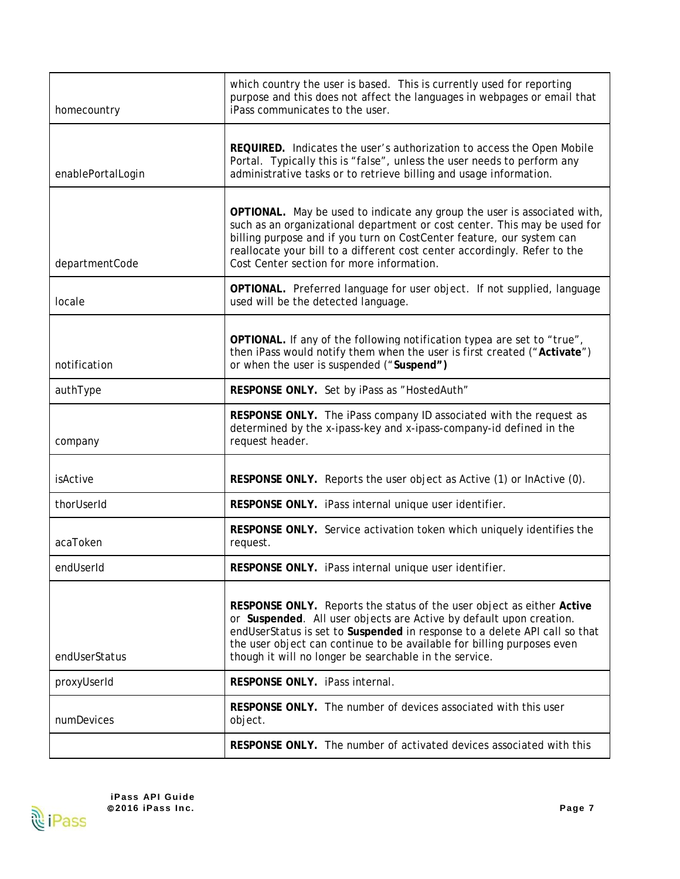| | |
|---|---|
| homecountry | which country the user is based. This is currently used for reporting purpose and this does not affect the languages in webpages or email that iPass communicates to the user. |
| enablePortalLogin | **REQUIRED.** Indicates the user's authorization to access the Open Mobile Portal. Typically this is "false", unless the user needs to perform any administrative tasks or to retrieve billing and usage information. |
| departmentCode | **OPTIONAL.** May be used to indicate any group the user is associated with, such as an organizational department or cost center. This may be used for billing purpose and if you turn on CostCenter feature, our system can reallocate your bill to a different cost center accordingly. Refer to the Cost Center section for more information. |
| locale | **OPTIONAL.** Preferred language for user object. If not supplied, language used will be the detected language. |
| notification | **OPTIONAL.** If any of the following notification typea are set to "true", then iPass would notify them when the user is first created ("**Activate**") or when the user is suspended ("**Suspend")** |
| authType | **RESPONSE ONLY.** Set by iPass as "HostedAuth" |
| company | **RESPONSE ONLY.** The iPass company ID associated with the request as determined by the x-ipass-key and x-ipass-company-id defined in the request header. |
| isActive | **RESPONSE ONLY.** Reports the user object as Active (1) or InActive (0). |
| thorUserId | **RESPONSE ONLY.** iPass internal unique user identifier. |
| acaToken | **RESPONSE ONLY.** Service activation token which uniquely identifies the request. |
| endUserId | **RESPONSE ONLY.** iPass internal unique user identifier. |
| endUserStatus | **RESPONSE ONLY.** Reports the status of the user object as either **Active** or **Suspended**. All user objects are Active by default upon creation. endUserStatus is set to **Suspended** in response to a delete API call so that the user object can continue to be available for billing purposes even though it will no longer be searchable in the service. |
| proxyUserId | **RESPONSE ONLY.** iPass internal. |
| numDevices | **RESPONSE ONLY.** The number of devices associated with this user object. |
| | **RESPONSE ONLY.** The number of activated devices associated with this |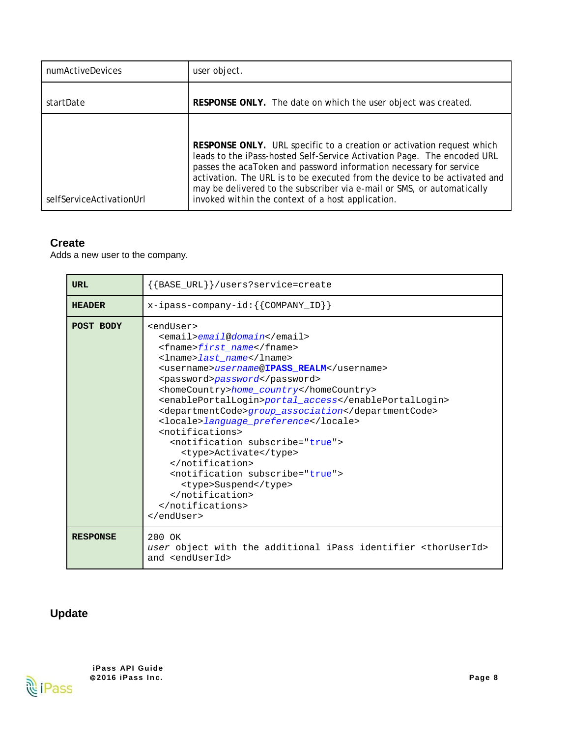| | |
|---|---|
| numActiveDevices | user object. |
| startDate | **RESPONSE ONLY.** The date on which the user object was created. |
| selfServiceActivationUrl | **RESPONSE ONLY.** URL specific to a creation or activation request which leads to the iPass-hosted Self-Service Activation Page. The encoded URL passes the acaToken and password information necessary for service activation. The URL is to be executed from the device to be activated and may be delivered to the subscriber via e-mail or SMS, or automatically invoked within the context of a host application. |

### Create

Adds a new user to the company.

| | |
|---|---|
| **URL** | {{BASE_URL}}/users?service=create |
| **HEADER** | x-ipass-company-id:{{COMPANY_ID}} |
| **POST BODY** | `<endUser>`<br>`  <email>`*email*@*domain*`</email>`<br>`  <fname>`*first_name*`</fname>`<br>`  <lname>`*last_name*`</lname>`<br>`  <username>`*username*@**IPASS_REALM**`</username>`<br>`  <password>`*password*`</password>`<br>`  <homeCountry>`*home_country*`</homeCountry>`<br>`  <enablePortalLogin>`*portal_access*`</enablePortalLogin>`<br>`  <departmentCode>`*group_association*`</departmentCode>`<br>`  <locale>`*language_preference*`</locale>`<br>`  <notifications>`<br>`    <notification subscribe="true">`<br>`      <type>Activate</type>`<br>`    </notification>`<br>`    <notification subscribe="true">`<br>`      <type>Suspend</type>`<br>`    </notification>`<br>`  </notifications>`<br>`</endUser>` |
| **RESPONSE** | 200 OK<br>*user* object with the additional iPass identifier <thorUserId> and <endUserId> |

### Update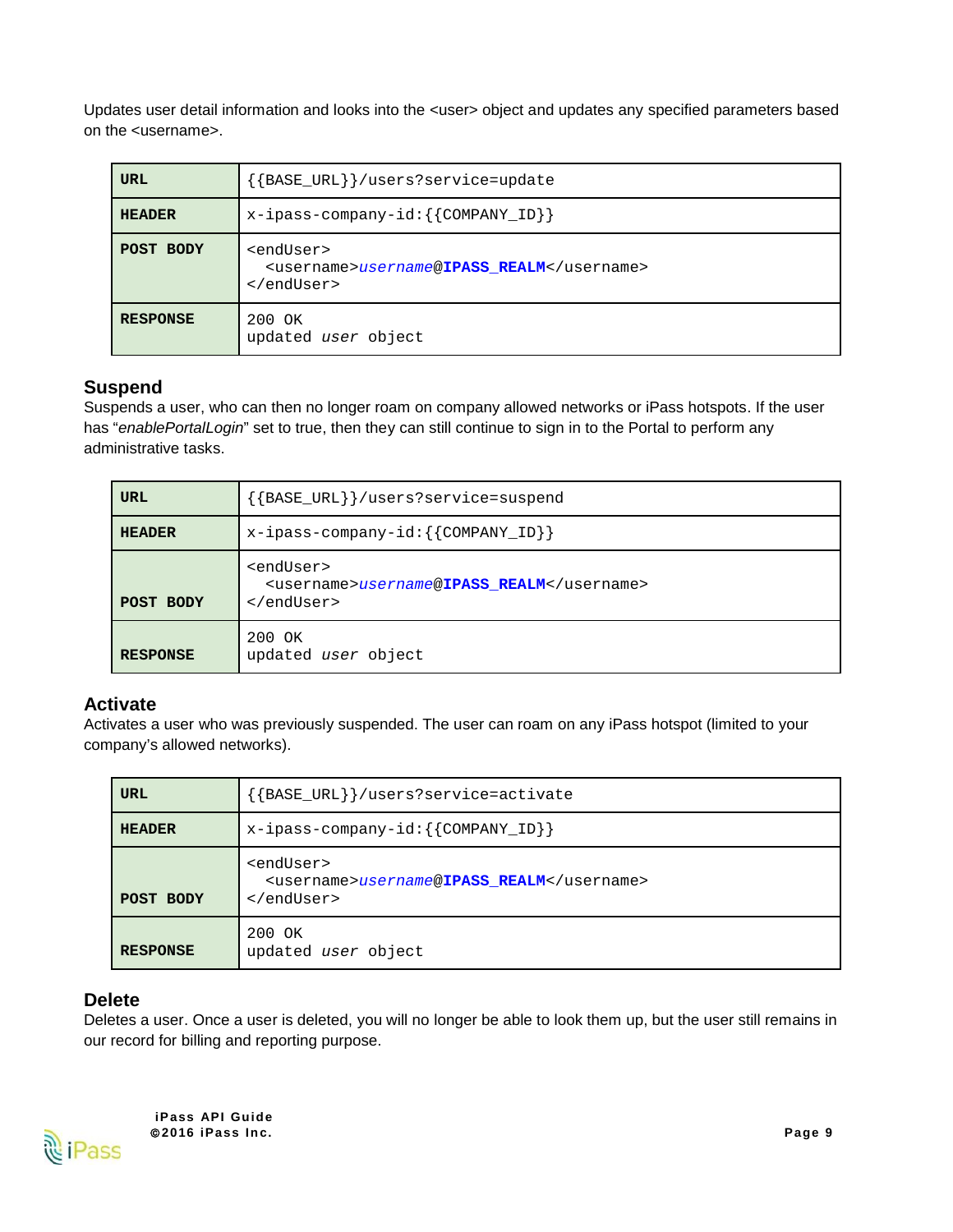Updates user detail information and looks into the <user> object and updates any specified parameters based on the <username>.

| URL | {{BASE_URL}}/users?service=update |
|---|---|
| HEADER | x-ipass-company-id:{{COMPANY_ID}} |
| POST BODY | <endUser><br>&nbsp;&nbsp;<username>*username*@**IPASS_REALM**</username><br></endUser> |
| RESPONSE | 200 OK<br>updated *user* object |

### Suspend

Suspends a user, who can then no longer roam on company allowed networks or iPass hotspots. If the user has "*enablePortalLogin*" set to true, then they can still continue to sign in to the Portal to perform any administrative tasks.

| URL | {{BASE_URL}}/users?service=suspend |
|---|---|
| HEADER | x-ipass-company-id:{{COMPANY_ID}} |
| POST BODY | <endUser><br>&nbsp;&nbsp;<username>*username*@**IPASS_REALM**</username><br></endUser> |
| RESPONSE | 200 OK<br>updated *user* object |

### Activate

Activates a user who was previously suspended. The user can roam on any iPass hotspot (limited to your company's allowed networks).

| URL | {{BASE_URL}}/users?service=activate |
|---|---|
| HEADER | x-ipass-company-id:{{COMPANY_ID}} |
| POST BODY | <endUser><br>&nbsp;&nbsp;<username>*username*@**IPASS_REALM**</username><br></endUser> |
| RESPONSE | 200 OK<br>updated *user* object |

### Delete

Deletes a user. Once a user is deleted, you will no longer be able to look them up, but the user still remains in our record for billing and reporting purpose.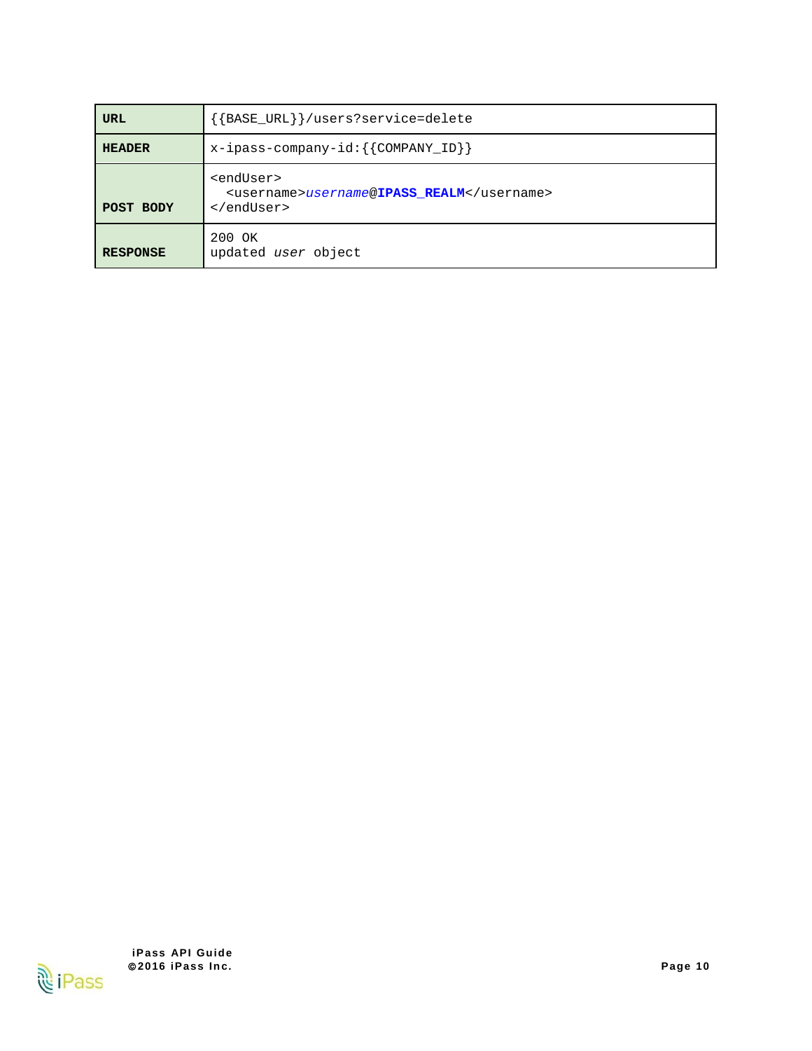| URL | {{BASE_URL}}/users?service=delete |
| --- | --- |
| HEADER | x-ipass-company-id:{{COMPANY_ID}} |
| POST BODY | &lt;endUser&gt;<br>&nbsp;&nbsp;&lt;username&gt;*username*@**IPASS_REALM**&lt;/username&gt;<br>&lt;/endUser&gt; |
| RESPONSE | 200 OK<br>updated *user* object |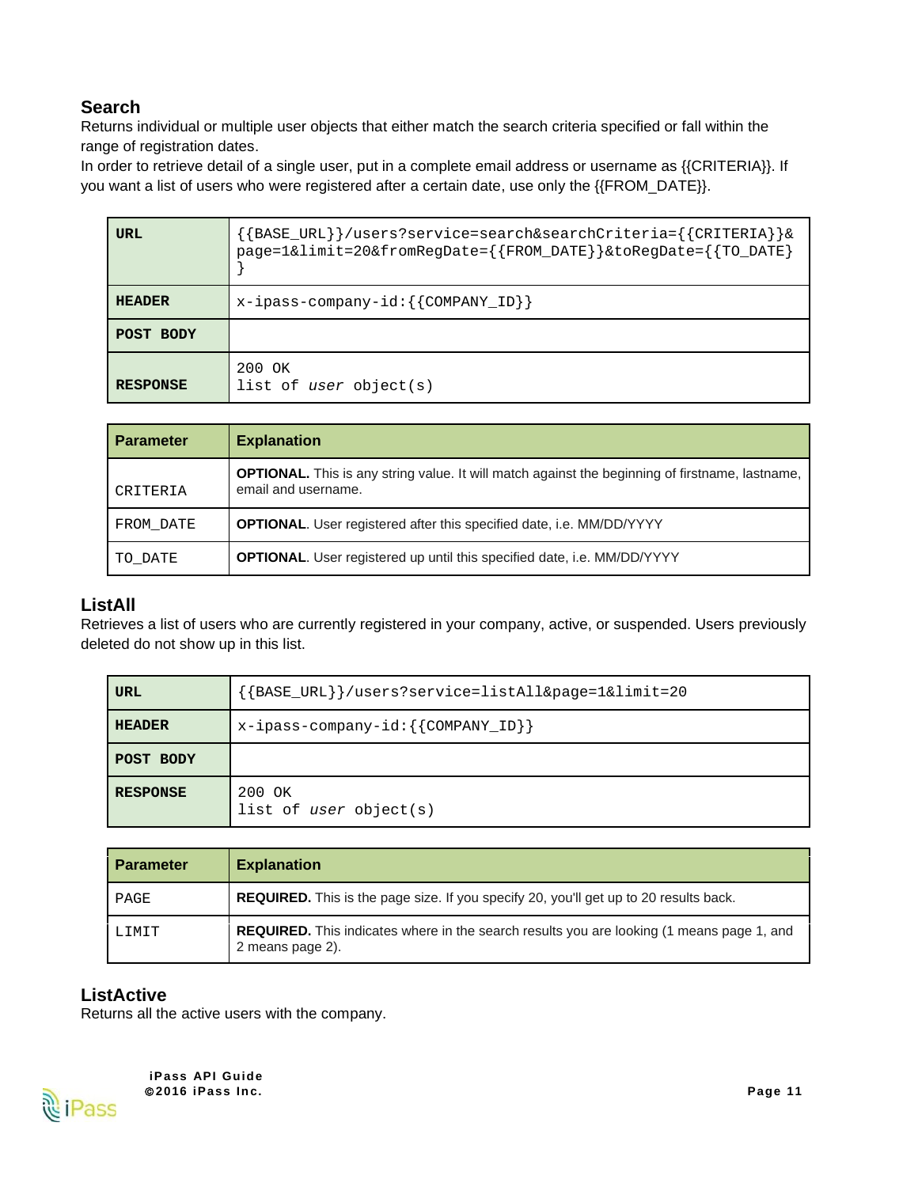### Search

Returns individual or multiple user objects that either match the search criteria specified or fall within the range of registration dates.

In order to retrieve detail of a single user, put in a complete email address or username as {{CRITERIA}}. If you want a list of users who were registered after a certain date, use only the {{FROM_DATE}}.

| | |
|---|---|
| **URL** | `{{BASE_URL}}/users?service=search&searchCriteria={{CRITERIA}}&page=1&limit=20&fromRegDate={{FROM_DATE}}&toRegDate={{TO_DATE}}` |
| **HEADER** | `x-ipass-company-id:{{COMPANY_ID}}` |
| **POST BODY** | |
| **RESPONSE** | 200 OK<br>list of *user* object(s) |

| Parameter | Explanation |
|---|---|
| CRITERIA | **OPTIONAL.** This is any string value. It will match against the beginning of firstname, lastname, email and username. |
| FROM_DATE | **OPTIONAL**. User registered after this specified date, i.e. MM/DD/YYYY |
| TO_DATE | **OPTIONAL**. User registered up until this specified date, i.e. MM/DD/YYYY |

### ListAll

Retrieves a list of users who are currently registered in your company, active, or suspended. Users previously deleted do not show up in this list.

| | |
|---|---|
| **URL** | `{{BASE_URL}}/users?service=listAll&page=1&limit=20` |
| **HEADER** | `x-ipass-company-id:{{COMPANY_ID}}` |
| **POST BODY** | |
| **RESPONSE** | 200 OK<br>list of *user* object(s) |

| Parameter | Explanation |
|---|---|
| PAGE | **REQUIRED.** This is the page size. If you specify 20, you'll get up to 20 results back. |
| LIMIT | **REQUIRED.** This indicates where in the search results you are looking (1 means page 1, and 2 means page 2). |

### ListActive

Returns all the active users with the company.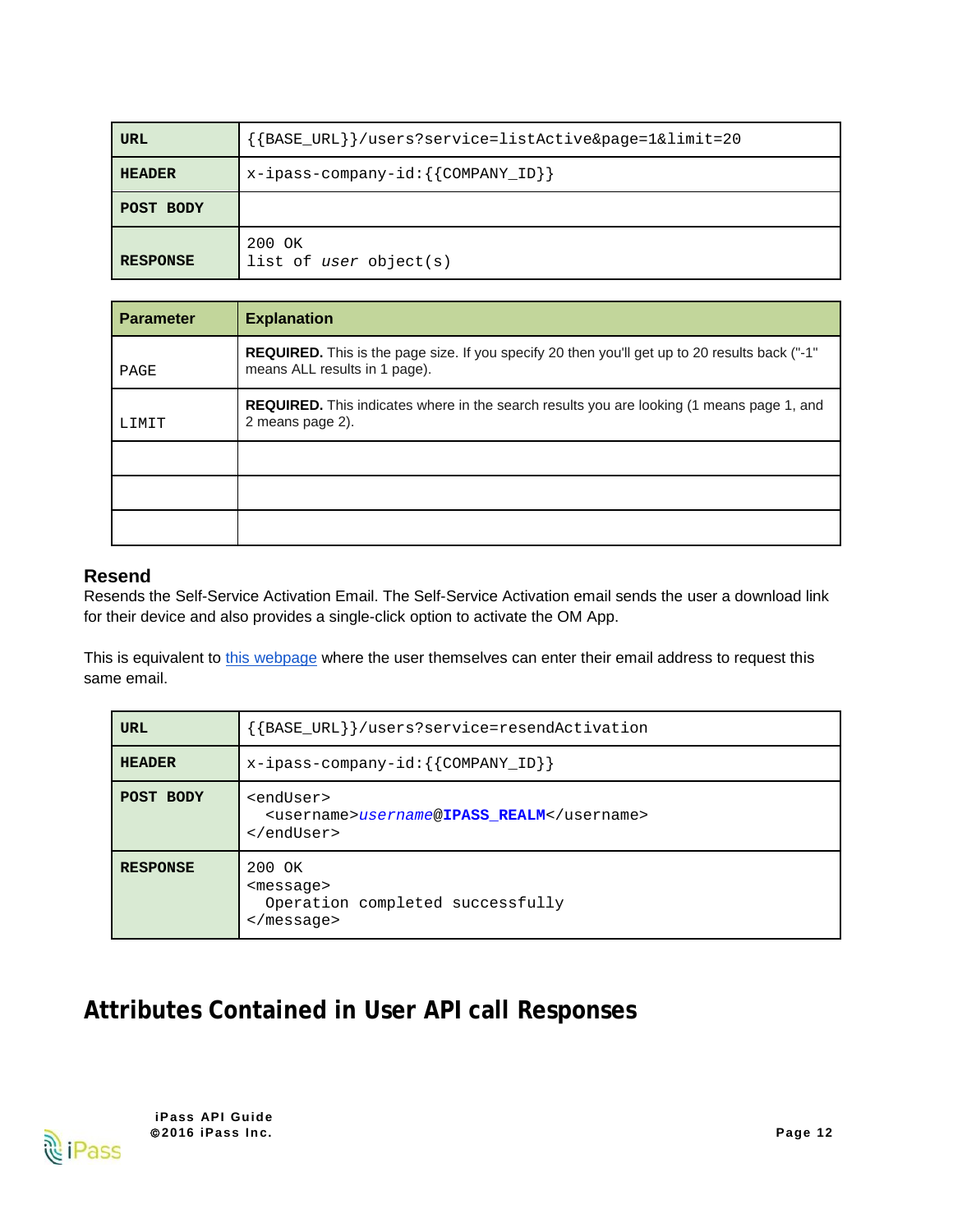| URL | {{BASE_URL}}/users?service=listActive&page=1&limit=20 |
|---|---|
| HEADER | x-ipass-company-id:{{COMPANY_ID}} |
| POST BODY | |
| RESPONSE | 200 OK<br>list of *user* object(s) |

| Parameter | Explanation |
|---|---|
| PAGE | **REQUIRED.** This is the page size. If you specify 20 then you'll get up to 20 results back ("-1" means ALL results in 1 page). |
| LIMIT | **REQUIRED.** This indicates where in the search results you are looking (1 means page 1, and 2 means page 2). |
| | |
| | |
| | |

### Resend

Resends the Self-Service Activation Email. The Self-Service Activation email sends the user a download link for their device and also provides a single-click option to activate the OM App.

This is equivalent to this webpage where the user themselves can enter their email address to request this same email.

| URL | {{BASE_URL}}/users?service=resendActivation |
|---|---|
| HEADER | x-ipass-company-id:{{COMPANY_ID}} |
| POST BODY | `<endUser>`<br>&nbsp;&nbsp;`<username>`*username*@**IPASS_REALM**`</username>`<br>`</endUser>` |
| RESPONSE | 200 OK<br>`<message>`<br>&nbsp;&nbsp;Operation completed successfully<br>`</message>` |

## Attributes Contained in User API call Responses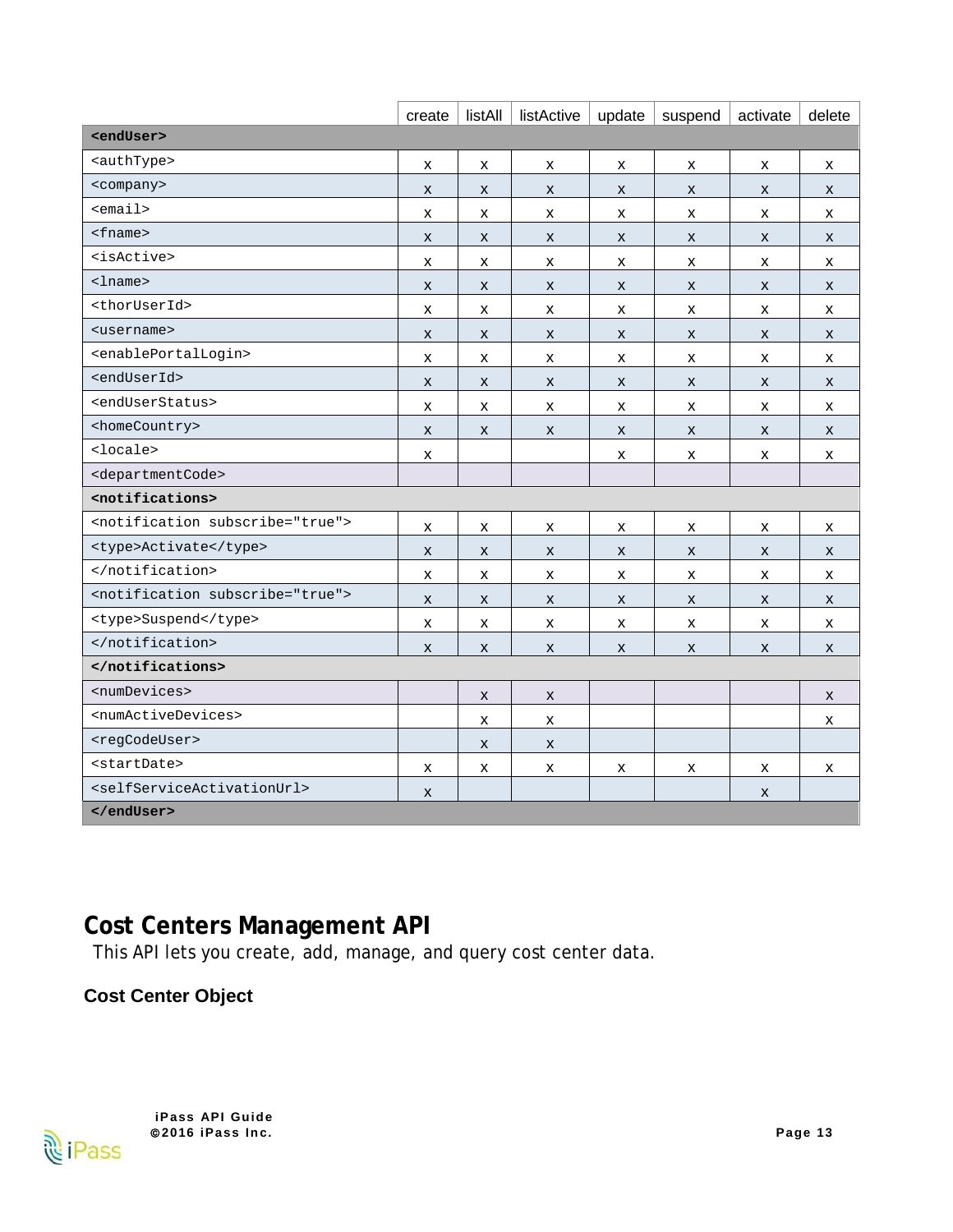| | create | listAll | listActive | update | suspend | activate | delete |
|---|---|---|---|---|---|---|---|
| **<endUser>** | | | | | | | |
| <authType> | x | x | x | x | x | x | x |
| <company> | x | x | x | x | x | x | x |
| <email> | x | x | x | x | x | x | x |
| <fname> | x | x | x | x | x | x | x |
| <isActive> | x | x | x | x | x | x | x |
| <lname> | x | x | x | x | x | x | x |
| <thorUserId> | x | x | x | x | x | x | x |
| <username> | x | x | x | x | x | x | x |
| <enablePortalLogin> | x | x | x | x | x | x | x |
| <endUserId> | x | x | x | x | x | x | x |
| <endUserStatus> | x | x | x | x | x | x | x |
| <homeCountry> | x | x | x | x | x | x | x |
| <locale> | x | | | x | x | x | x |
| <departmentCode> | | | | | | | |
| **<notifications>** | | | | | | | |
| <notification subscribe="true"> | x | x | x | x | x | x | x |
| <type>Activate</type> | x | x | x | x | x | x | x |
| </notification> | x | x | x | x | x | x | x |
| <notification subscribe="true"> | x | x | x | x | x | x | x |
| <type>Suspend</type> | x | x | x | x | x | x | x |
| </notification> | x | x | x | x | x | x | x |
| **</notifications>** | | | | | | | |
| <numDevices> | | x | x | | | | x |
| <numActiveDevices> | | x | x | | | | x |
| <regCodeUser> | | x | x | | | | |
| <startDate> | x | x | x | x | x | x | x |
| <selfServiceActivationUrl> | x | | | | | x | |
| **</endUser>** | | | | | | | |

# Cost Centers Management API

This API lets you create, add, manage, and query cost center data.

## Cost Center Object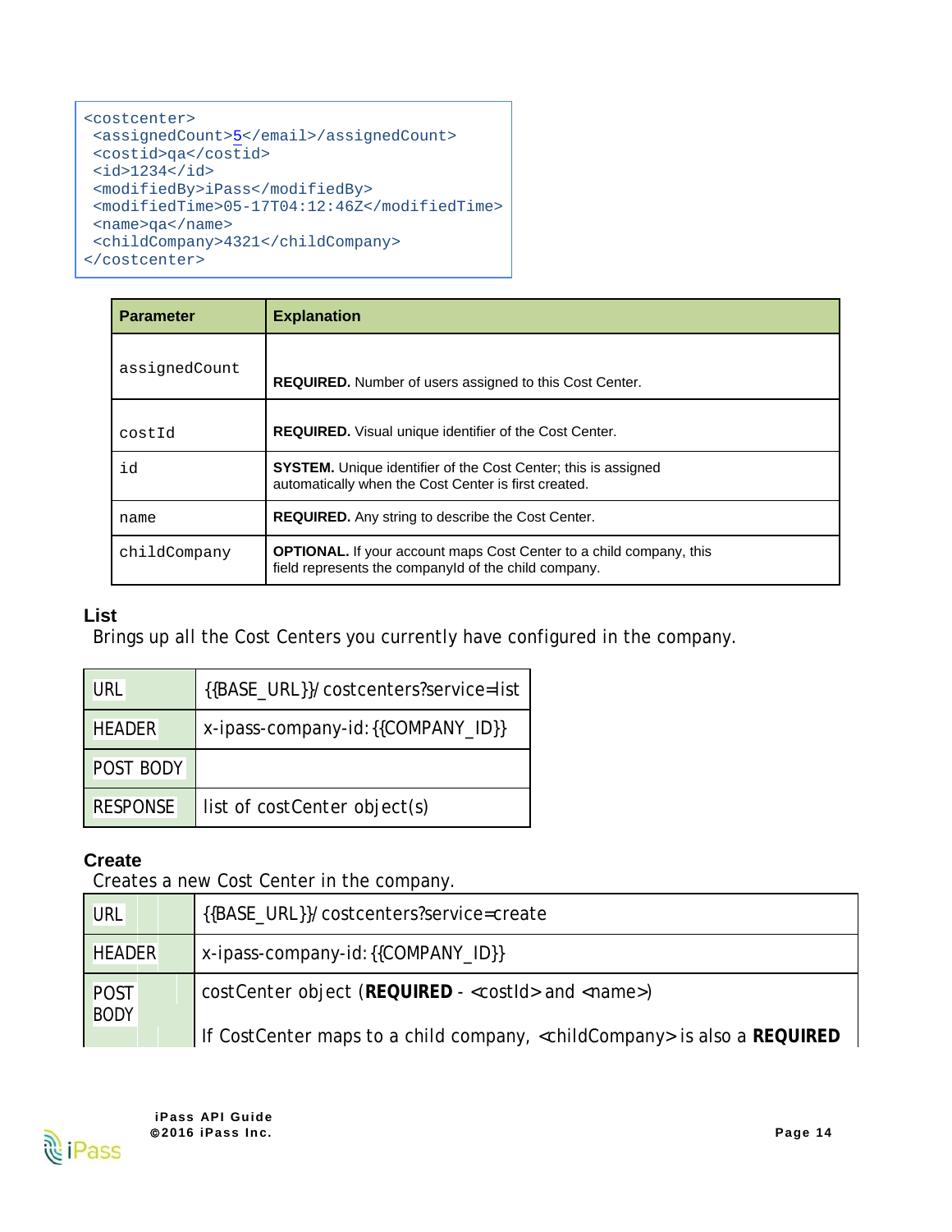```
<costcenter>
 <assignedCount>5</email>/assignedCount>
 <costid>qa</costid>
 <id>1234</id>
 <modifiedBy>iPass</modifiedBy>
 <modifiedTime>05-17T04:12:46Z</modifiedTime>
 <name>qa</name>
 <childCompany>4321</childCompany>
</costcenter>
```

| Parameter | Explanation |
|---|---|
| `assignedCount` | **REQUIRED.** Number of users assigned to this Cost Center. |
| `costId` | **REQUIRED.** Visual unique identifier of the Cost Center. |
| `id` | **SYSTEM.** Unique identifier of the Cost Center; this is assigned automatically when the Cost Center is first created. |
| `name` | **REQUIRED.** Any string to describe the Cost Center. |
| `childCompany` | **OPTIONAL.** If your account maps Cost Center to a child company, this field represents the companyId of the child company. |

### List

Brings up all the Cost Centers you currently have configured in the company.

| | |
|---|---|
| URL | {{BASE_URL}}/costcenters?service=list |
| HEADER | x-ipass-company-id:{{COMPANY_ID}} |
| POST BODY | |
| RESPONSE | list of costCenter object(s) |

### Create

Creates a new Cost Center in the company.

| | |
|---|---|
| URL | {{BASE_URL}}/costcenters?service=create |
| HEADER | x-ipass-company-id:{{COMPANY_ID}} |
| POST BODY | costCenter object (**REQUIRED** - <costId> and <name>)<br><br>If CostCenter maps to a child company, <childCompany> is also a **REQUIRED** |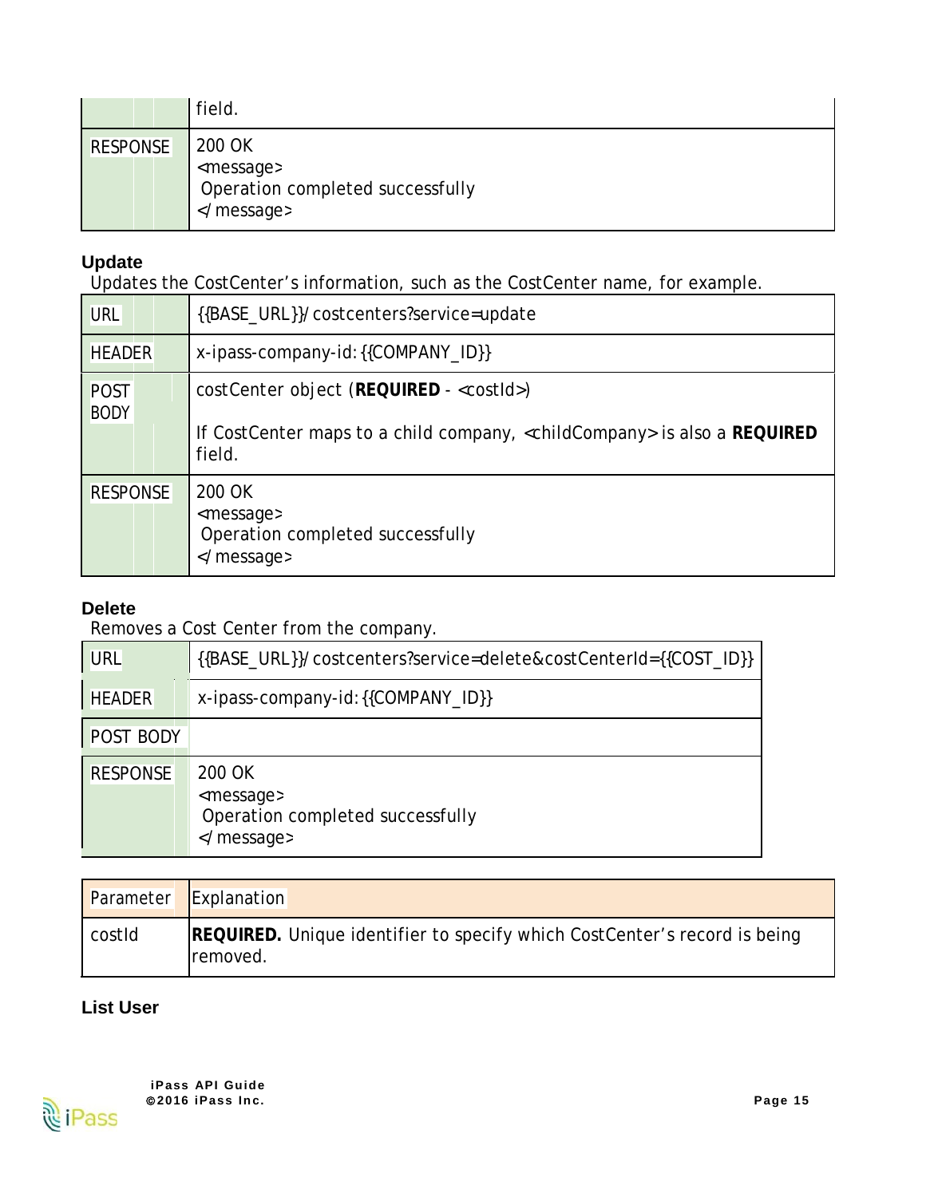| | |
|---|---|
| | field. |
| RESPONSE | 200 OK<br><message><br>Operation completed successfully<br></message> |

### Update

Updates the CostCenter's information, such as the CostCenter name, for example.

| | |
|---|---|
| URL | {{BASE_URL}}/costcenters?service=update |
| HEADER | x-ipass-company-id: {{COMPANY_ID}} |
| POST BODY | costCenter object (**REQUIRED** - <costId>)<br><br>If CostCenter maps to a child company, <childCompany> is also a **REQUIRED** field. |
| RESPONSE | 200 OK<br><message><br>Operation completed successfully<br></message> |

### Delete

Removes a Cost Center from the company.

| | |
|---|---|
| URL | {{BASE_URL}}/costcenters?service=delete&costCenterId={{COST_ID}} |
| HEADER | x-ipass-company-id: {{COMPANY_ID}} |
| POST BODY | |
| RESPONSE | 200 OK<br><message><br>Operation completed successfully<br></message> |

| Parameter | Explanation |
|---|---|
| costId | **REQUIRED.** Unique identifier to specify which CostCenter's record is being removed. |

### List User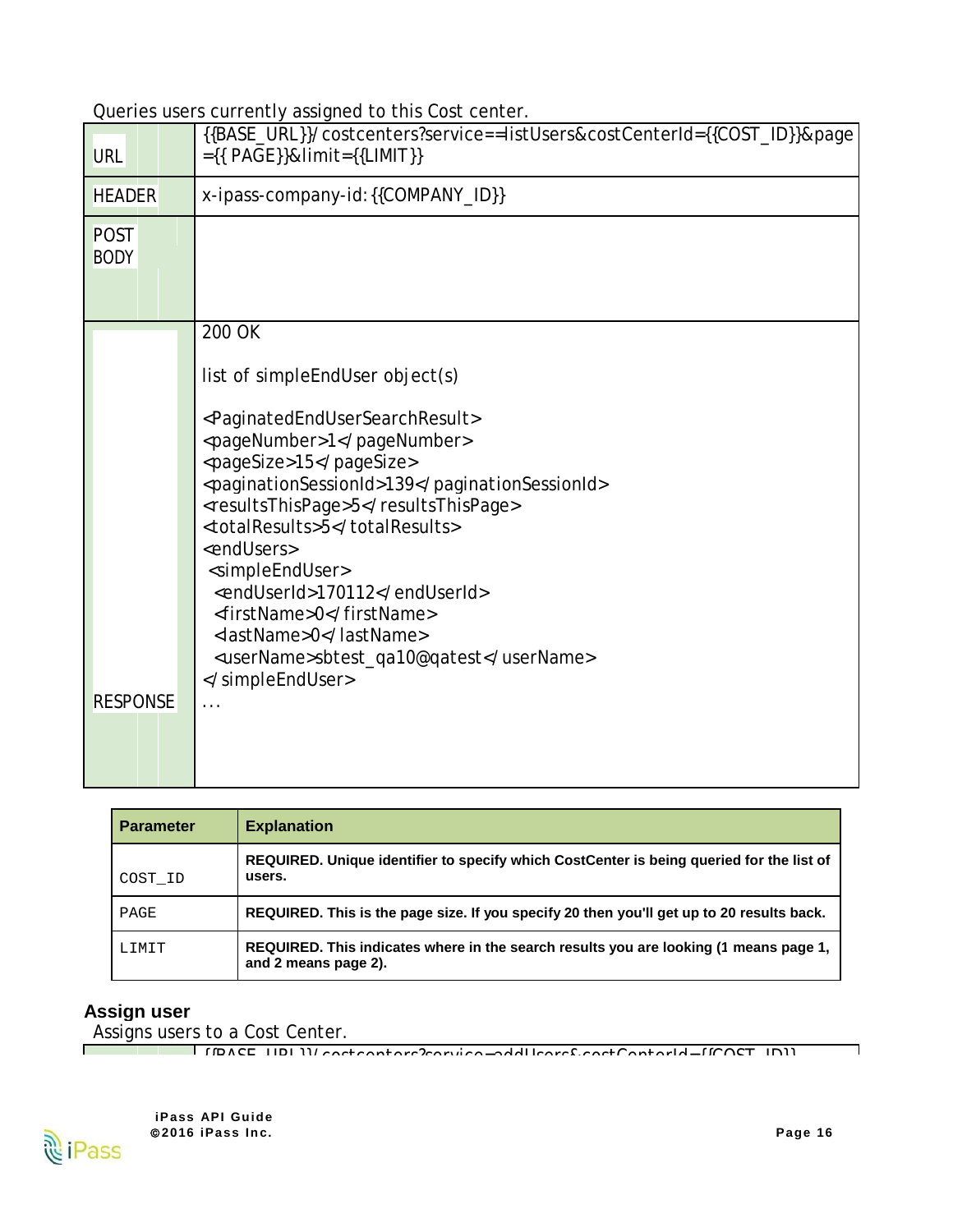Queries users currently assigned to this Cost center.

| URL | {{BASE_URL}}/costcenters?service==listUsers&costCenterId={{COST_ID}}&page={{ PAGE}}&limit={{LIMIT}} |
|---|---|
| HEADER | x-ipass-company-id: {{COMPANY_ID}} |
| POST BODY | |
| RESPONSE | 200 OK<br><br>list of simpleEndUser object(s)<br><br>`<PaginatedEndUserSearchResult>`<br>`<pageNumber>1</pageNumber>`<br>`<pageSize>15</pageSize>`<br>`<paginationSessionId>139</paginationSessionId>`<br>`<resultsThisPage>5</resultsThisPage>`<br>`<totalResults>5</totalResults>`<br>`<endUsers>`<br>`<simpleEndUser>`<br>`<endUserId>170112</endUserId>`<br>`<firstName>0</firstName>`<br>`<lastName>0</lastName>`<br>`<userName>sbtest_qa10@qatest</userName>`<br>`</simpleEndUser>`<br>... |

| Parameter | Explanation |
|---|---|
| COST_ID | **REQUIRED. Unique identifier to specify which CostCenter is being queried for the list of users.** |
| PAGE | **REQUIRED. This is the page size. If you specify 20 then you'll get up to 20 results back.** |
| LIMIT | **REQUIRED. This indicates where in the search results you are looking (1 means page 1, and 2 means page 2).** |

### Assign user

Assigns users to a Cost Center.

{{BASE_URL}}/costcenters?service=addUsers&costCenterId={{COST_ID}}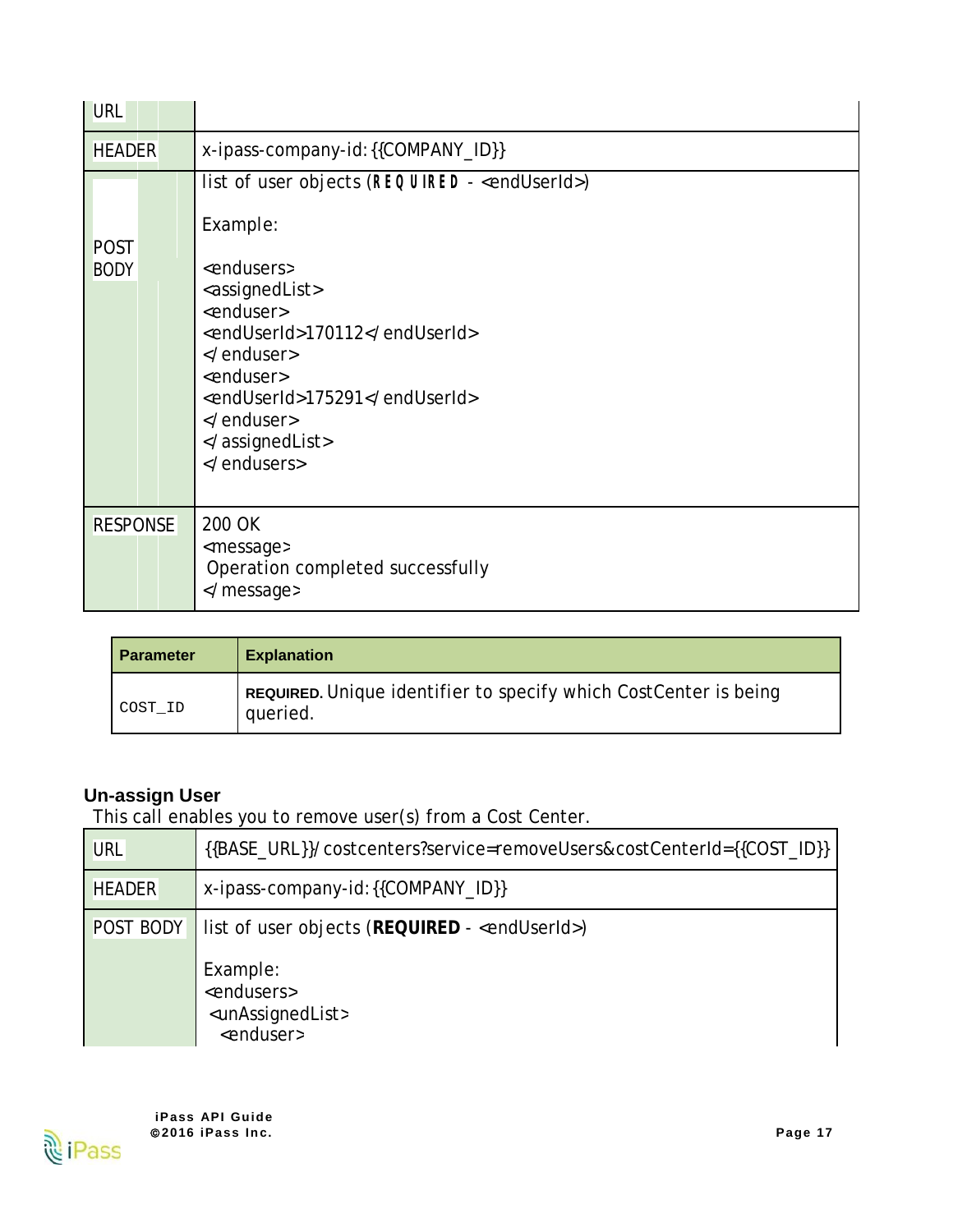| URL | |
|---|---|
| HEADER | x-ipass-company-id: {{COMPANY_ID}} |
| POST BODY | list of user objects (**REQUIRED** - <endUserId>)<br><br>Example:<br><br><endusers><br><assignedList><br><enduser><br><endUserId>170112</endUserId><br></enduser><br><enduser><br><endUserId>175291</endUserId><br></enduser><br></assignedList><br></endusers> |
| RESPONSE | 200 OK<br><message><br>Operation completed successfully<br></message> |

| Parameter | Explanation |
|---|---|
| COST_ID | **REQUIRED.** Unique identifier to specify which CostCenter is being queried. |

### Un-assign User

This call enables you to remove user(s) from a Cost Center.

| URL | {{BASE_URL}}/costcenters?service=removeUsers&costCenterId={{COST_ID}} |
|---|---|
| HEADER | x-ipass-company-id: {{COMPANY_ID}} |
| POST BODY | list of user objects (**REQUIRED** - <endUserId>)<br><br>Example:<br><endusers><br><unAssignedList><br><enduser> |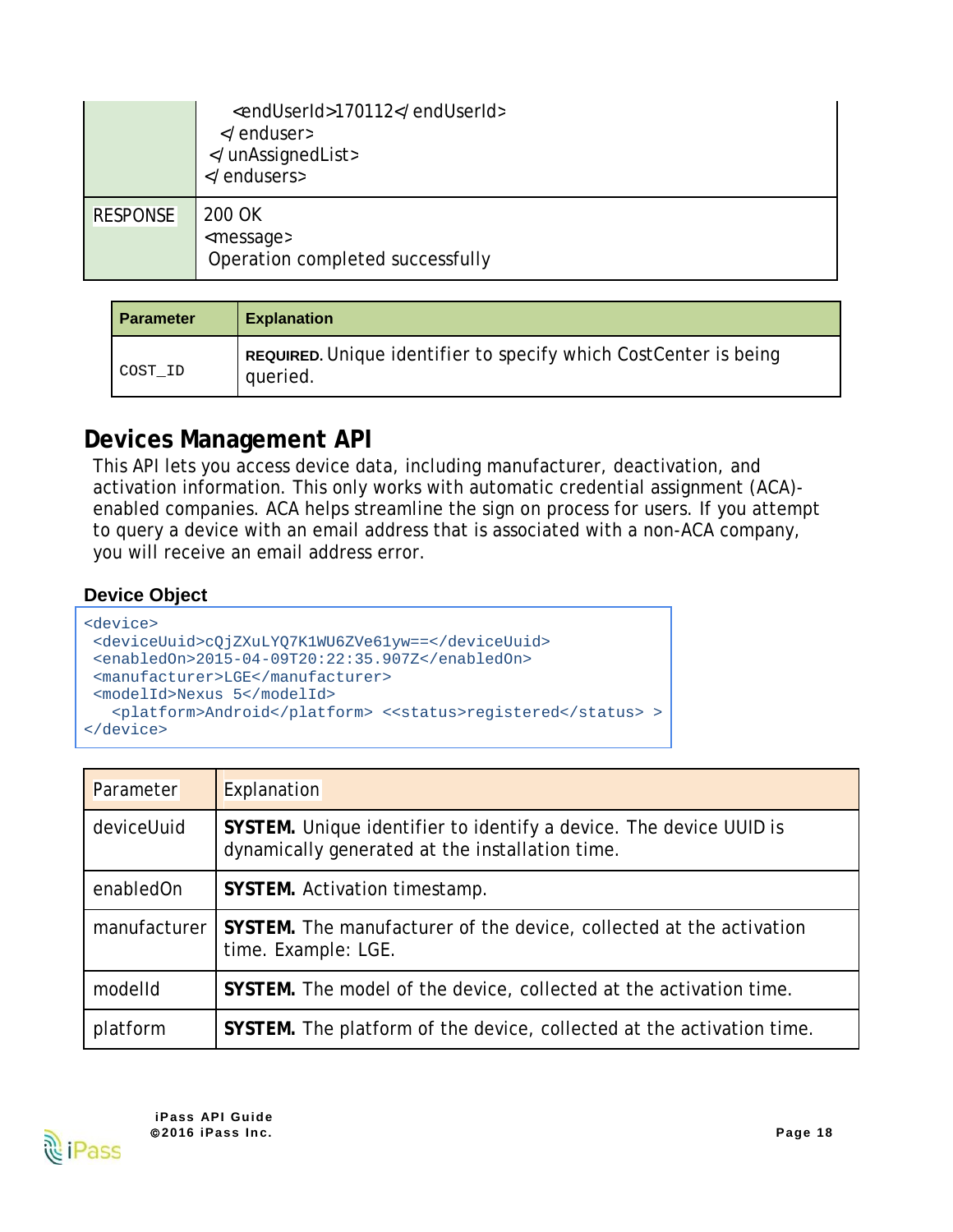| | <endUserId>170112</endUserId><br></enduser><br></unAssignedList><br></endusers> |
|---|---|
| RESPONSE | 200 OK<br><message><br>Operation completed successfully |

| Parameter | Explanation |
|---|---|
| COST_ID | **REQUIRED.** Unique identifier to specify which CostCenter is being queried. |

## Devices Management API

This API lets you access device data, including manufacturer, deactivation, and activation information. This only works with automatic credential assignment (ACA)-enabled companies. ACA helps streamline the sign on process for users. If you attempt to query a device with an email address that is associated with a non-ACA company, you will receive an email address error.

### Device Object

```
<device>
 <deviceUuid>cQjZXuLYQ7K1WU6ZVe61yw==</deviceUuid>
 <enabledOn>2015-04-09T20:22:35.907Z</enabledOn>
 <manufacturer>LGE</manufacturer>
 <modelId>Nexus 5</modelId>
   <platform>Android</platform> <<status>registered</status> >
</device>
```

| Parameter | Explanation |
|---|---|
| deviceUuid | **SYSTEM.** Unique identifier to identify a device. The device UUID is dynamically generated at the installation time. |
| enabledOn | **SYSTEM.** Activation timestamp. |
| manufacturer | **SYSTEM.** The manufacturer of the device, collected at the activation time. Example: LGE. |
| modelId | **SYSTEM.** The model of the device, collected at the activation time. |
| platform | **SYSTEM.** The platform of the device, collected at the activation time. |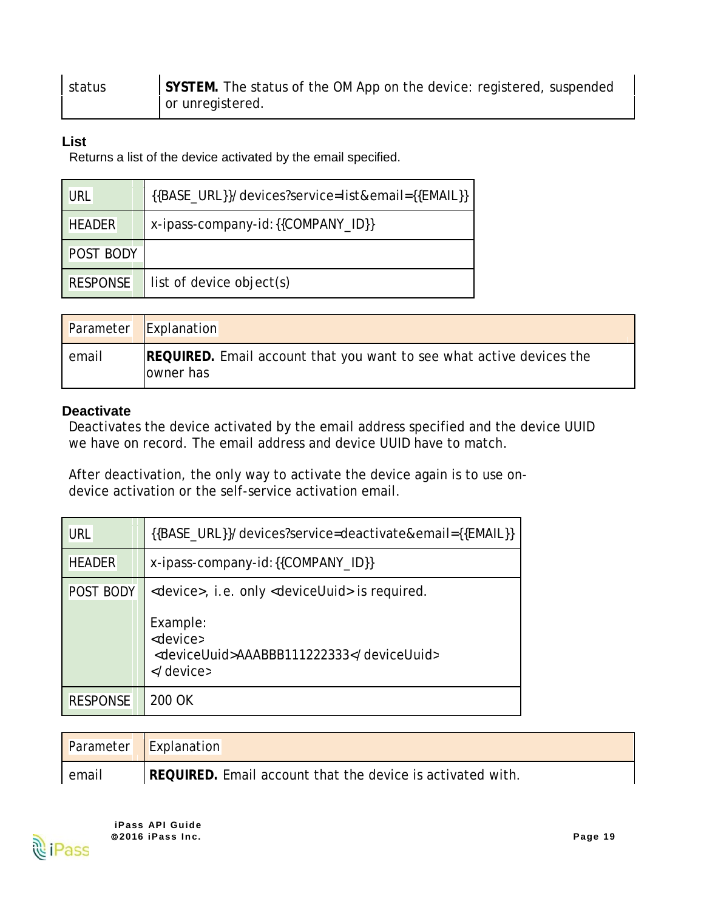| status | **SYSTEM.** The status of the OM App on the device: registered, suspended or unregistered. |
|---|---|

### List

Returns a list of the device activated by the email specified.

| URL | {{BASE_URL}}/devices?service=list&email={{EMAIL}} |
|---|---|
| HEADER | x-ipass-company-id: {{COMPANY_ID}} |
| POST BODY | |
| RESPONSE | list of device object(s) |

| Parameter | Explanation |
|---|---|
| email | **REQUIRED.** Email account that you want to see what active devices the owner has |

### Deactivate

Deactivates the device activated by the email address specified and the device UUID we have on record. The email address and device UUID have to match.

After deactivation, the only way to activate the device again is to use on-device activation or the self-service activation email.

| URL | {{BASE_URL}}/devices?service=deactivate&email={{EMAIL}} |
|---|---|
| HEADER | x-ipass-company-id: {{COMPANY_ID}} |
| POST BODY | <device>, i.e. only <deviceUuid> is required.<br><br>Example:<br><device><br> <deviceUuid>AAABBB111222333</deviceUuid><br></device> |
| RESPONSE | 200 OK |

| Parameter | Explanation |
|---|---|
| email | **REQUIRED.** Email account that the device is activated with. |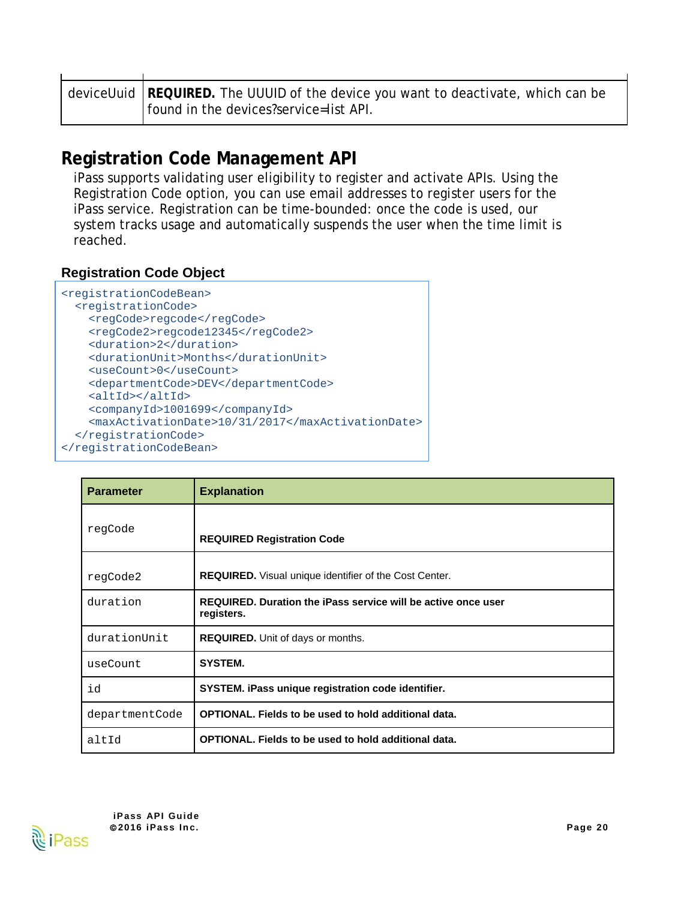| deviceUuid | **REQUIRED.** The UUUID of the device you want to deactivate, which can be found in the devices?service=list API. |
|---|---|

## Registration Code Management API

iPass supports validating user eligibility to register and activate APIs. Using the Registration Code option, you can use email addresses to register users for the iPass service. Registration can be time-bounded: once the code is used, our system tracks usage and automatically suspends the user when the time limit is reached.

### Registration Code Object

```
<registrationCodeBean>
  <registrationCode>
    <regCode>regcode</regCode>
    <regCode2>regcode12345</regCode2>
    <duration>2</duration>
    <durationUnit>Months</durationUnit>
    <useCount>0</useCount>
    <departmentCode>DEV</departmentCode>
    <altId></altId>
    <companyId>1001699</companyId>
    <maxActivationDate>10/31/2017</maxActivationDate>
  </registrationCode>
</registrationCodeBean>
```

| Parameter | Explanation |
|---|---|
| regCode | **REQUIRED Registration Code** |
| regCode2 | **REQUIRED.** Visual unique identifier of the Cost Center. |
| duration | **REQUIRED. Duration the iPass service will be active once user registers.** |
| durationUnit | **REQUIRED.** Unit of days or months. |
| useCount | **SYSTEM.** |
| id | **SYSTEM. iPass unique registration code identifier.** |
| departmentCode | **OPTIONAL. Fields to be used to hold additional data.** |
| altId | **OPTIONAL. Fields to be used to hold additional data.** |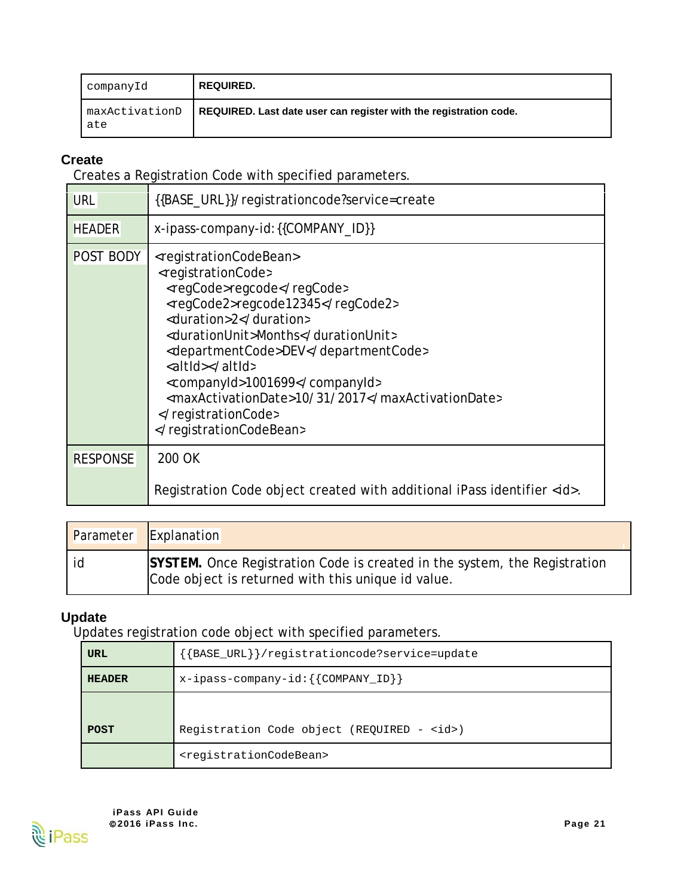| companyId | **REQUIRED.** |
| --- | --- |
| maxActivationDate | **REQUIRED. Last date user can register with the registration code.** |

### Create

Creates a Registration Code with specified parameters.

| URL | {{BASE_URL}}/registrationcode?service=create |
| --- | --- |
| HEADER | x-ipass-company-id:{{COMPANY_ID}} |
| POST BODY | <registrationCodeBean><br> <registrationCode><br>  <regCode>regcode</regCode><br>  <regCode2>regcode12345</regCode2><br>  <duration>2</duration><br>  <durationUnit>Months</durationUnit><br>  <departmentCode>DEV</departmentCode><br>  <altId></altId><br>  <companyId>1001699</companyId><br>  <maxActivationDate>10/31/2017</maxActivationDate><br> </registrationCode><br></registrationCodeBean> |
| RESPONSE | 200 OK<br><br>Registration Code object created with additional iPass identifier <id>. |

| Parameter | Explanation |
| --- | --- |
| id | **SYSTEM.** Once Registration Code is created in the system, the Registration Code object is returned with this unique id value. |

### Update

Updates registration code object with specified parameters.

| **URL** | {{BASE_URL}}/registrationcode?service=update |
| --- | --- |
| **HEADER** | x-ipass-company-id:{{COMPANY_ID}} |
| **POST** | Registration Code object (REQUIRED - <id>) |
| | <registrationCodeBean> |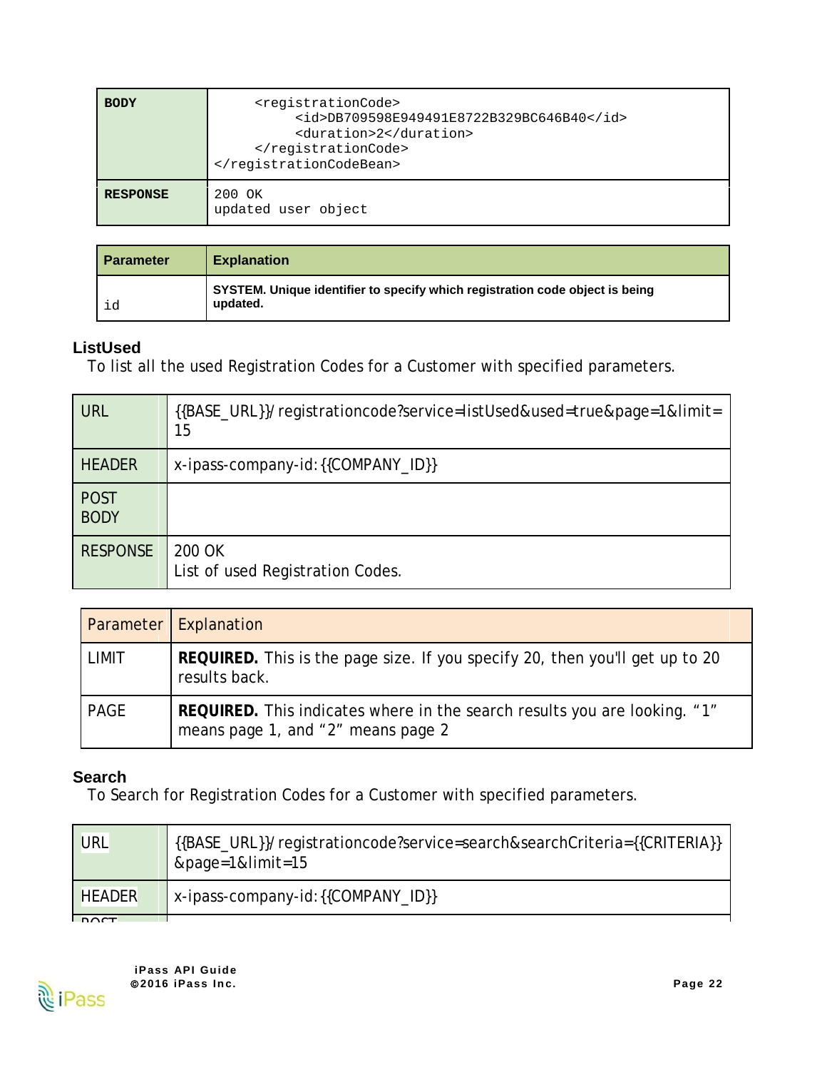| BODY | `<registrationCode>`<br>`<id>DB709598E949491E8722B329BC646B40</id>`<br>`<duration>2</duration>`<br>`</registrationCode>`<br>`</registrationCodeBean>` |
|---|---|
| RESPONSE | 200 OK<br>updated user object |

| Parameter | Explanation |
|---|---|
| id | **SYSTEM. Unique identifier to specify which registration code object is being updated.** |

### ListUsed

To list all the used Registration Codes for a Customer with specified parameters.

| URL | {{BASE_URL}}/registrationcode?service=listUsed&used=true&page=1&limit=15 |
|---|---|
| HEADER | x-ipass-company-id:{{COMPANY_ID}} |
| POST BODY | |
| RESPONSE | 200 OK<br>List of used Registration Codes. |

| Parameter | Explanation |
|---|---|
| LIMIT | **REQUIRED.** This is the page size. If you specify 20, then you'll get up to 20 results back. |
| PAGE | **REQUIRED.** This indicates where in the search results you are looking. “1” means page 1, and “2” means page 2 |

### Search

To Search for Registration Codes for a Customer with specified parameters.

| URL | {{BASE_URL}}/registrationcode?service=search&searchCriteria={{CRITERIA}}&page=1&limit=15 |
|---|---|
| HEADER | x-ipass-company-id:{{COMPANY_ID}} |
| POST | |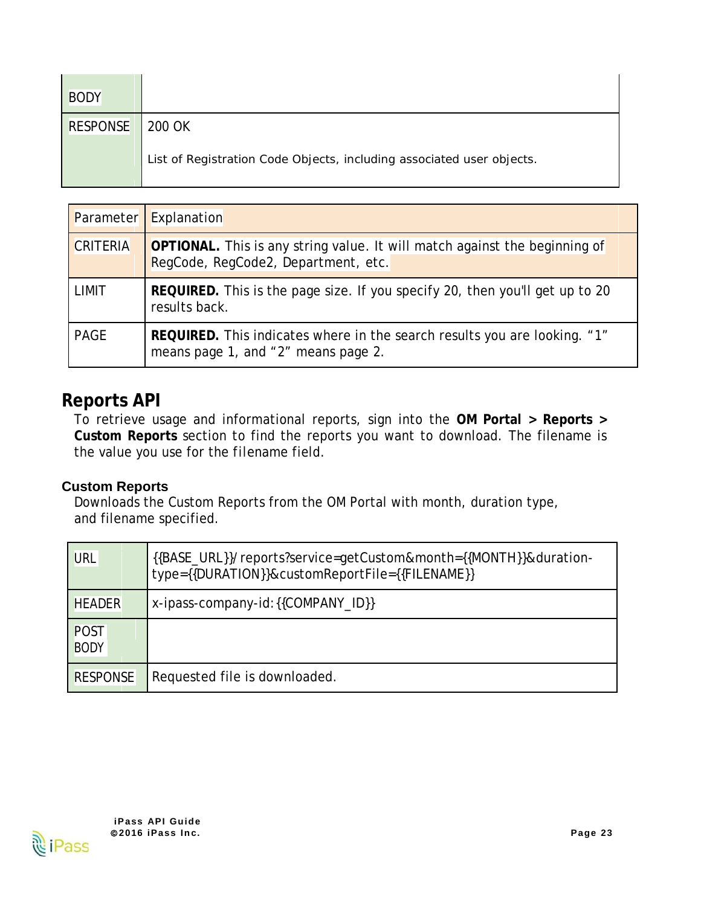| | |
|---|---|
| BODY | |
| RESPONSE | 200 OK<br><br>List of Registration Code Objects, including associated user objects. |

| Parameter | Explanation |
|---|---|
| CRITERIA | **OPTIONAL.** This is any string value. It will match against the beginning of RegCode, RegCode2, Department, etc. |
| LIMIT | **REQUIRED.** This is the page size. If you specify 20, then you'll get up to 20 results back. |
| PAGE | **REQUIRED.** This indicates where in the search results you are looking. "1" means page 1, and "2" means page 2. |

## Reports API

To retrieve usage and informational reports, sign into the **OM Portal > Reports > Custom Reports** section to find the reports you want to download. The filename is the value you use for the filename field.

### Custom Reports

Downloads the Custom Reports from the OM Portal with month, duration type, and filename specified.

| | |
|---|---|
| URL | {{BASE_URL}}/reports?service=getCustom&month={{MONTH}}&duration-type={{DURATION}}&customReportFile={{FILENAME}} |
| HEADER | x-ipass-company-id:{{COMPANY_ID}} |
| POST BODY | |
| RESPONSE | Requested file is downloaded. |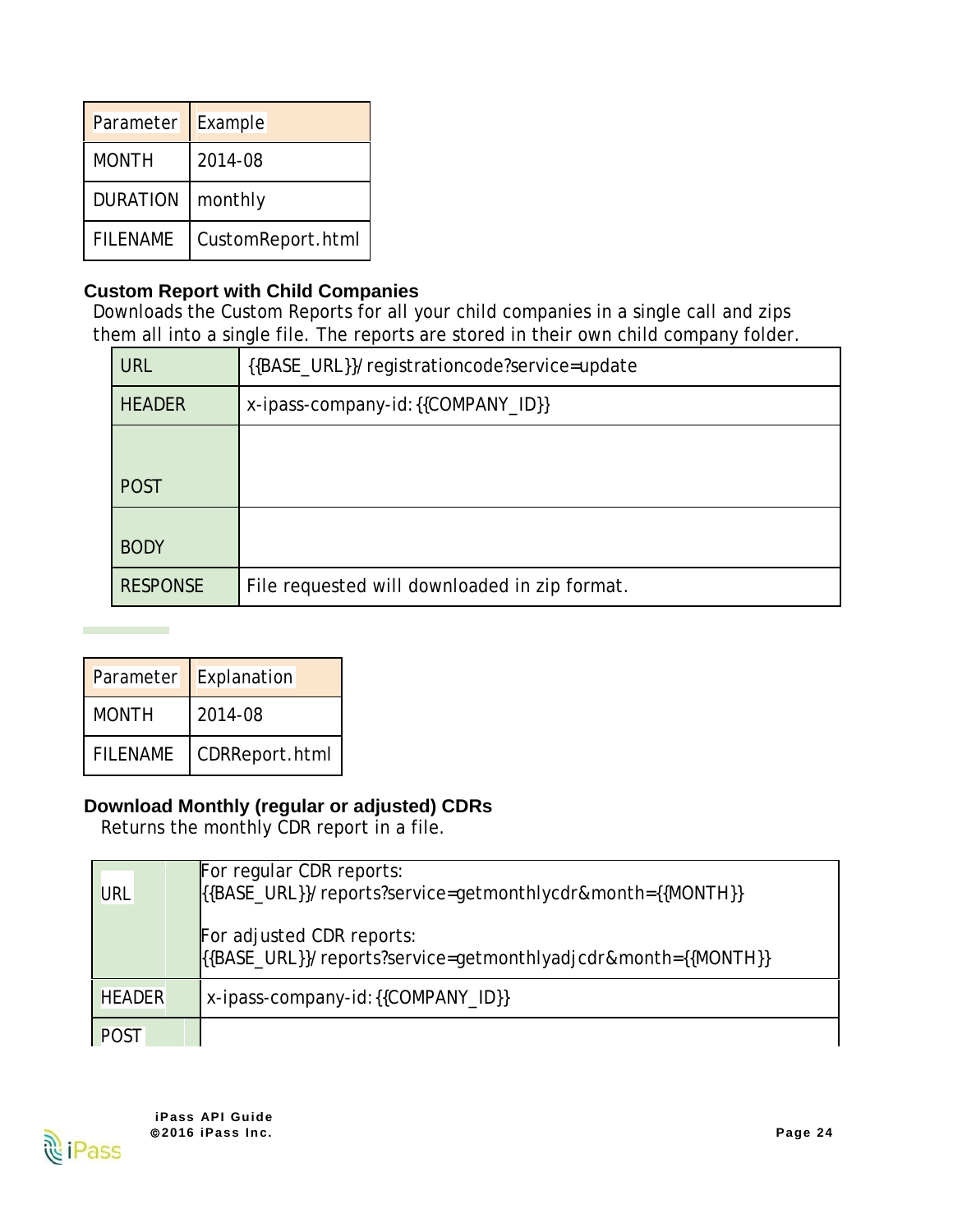| Parameter | Example |
|---|---|
| MONTH | 2014-08 |
| DURATION | monthly |
| FILENAME | CustomReport.html |

### Custom Report with Child Companies

Downloads the Custom Reports for all your child companies in a single call and zips them all into a single file. The reports are stored in their own child company folder.

| | |
|---|---|
| URL | {{BASE_URL}}/registrationcode?service=update |
| HEADER | x-ipass-company-id: {{COMPANY_ID}} |
| POST | |
| BODY | |
| RESPONSE | File requested will downloaded in zip format. |

| Parameter | Explanation |
|---|---|
| MONTH | 2014-08 |
| FILENAME | CDRReport.html |

### Download Monthly (regular or adjusted) CDRs

Returns the monthly CDR report in a file.

| | |
|---|---|
| URL | For regular CDR reports:<br>{{BASE_URL}}/reports?service=getmonthlycdr&month={{MONTH}}<br><br>For adjusted CDR reports:<br>{{BASE_URL}}/reports?service=getmonthlyadjcdr&month={{MONTH}} |
| HEADER | x-ipass-company-id: {{COMPANY_ID}} |
| POST | |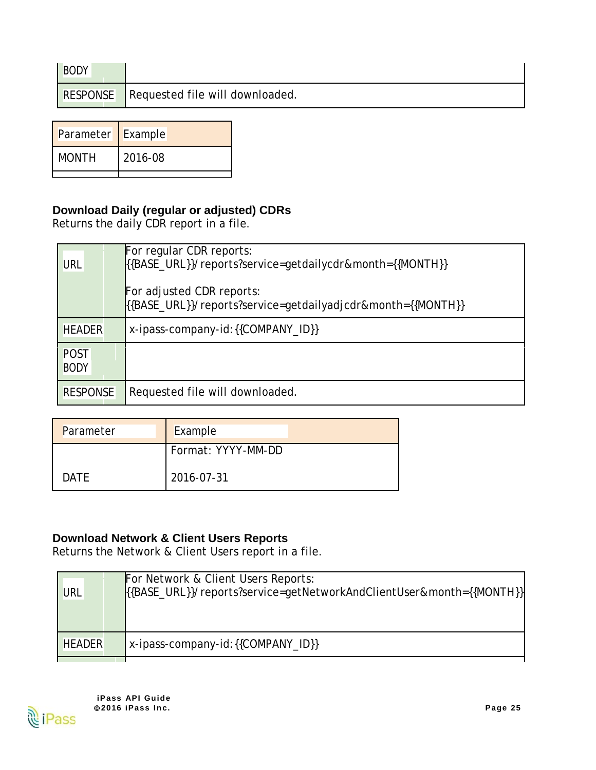| BODY | |
|---|---|
| RESPONSE | Requested file will downloaded. |

| Parameter | Example |
|---|---|
| MONTH | 2016-08 |
| | |

**Download Daily (regular or adjusted) CDRs**

Returns the daily CDR report in a file.

| URL | For regular CDR reports:<br>{{BASE_URL}}/reports?service=getdailycdr&month={{MONTH}}<br><br>For adjusted CDR reports:<br>{{BASE_URL}}/reports?service=getdailyadjcdr&month={{MONTH}} |
|---|---|
| HEADER | x-ipass-company-id: {{COMPANY_ID}} |
| POST BODY | |
| RESPONSE | Requested file will downloaded. |

| Parameter | Example |
|---|---|
| DATE | Format: YYYY-MM-DD<br><br>2016-07-31 |

**Download Network & Client Users Reports**

Returns the Network & Client Users report in a file.

| URL | For Network & Client Users Reports:<br>{{BASE_URL}}/reports?service=getNetworkAndClientUser&month={{MONTH}} |
|---|---|
| HEADER | x-ipass-company-id: {{COMPANY_ID}} |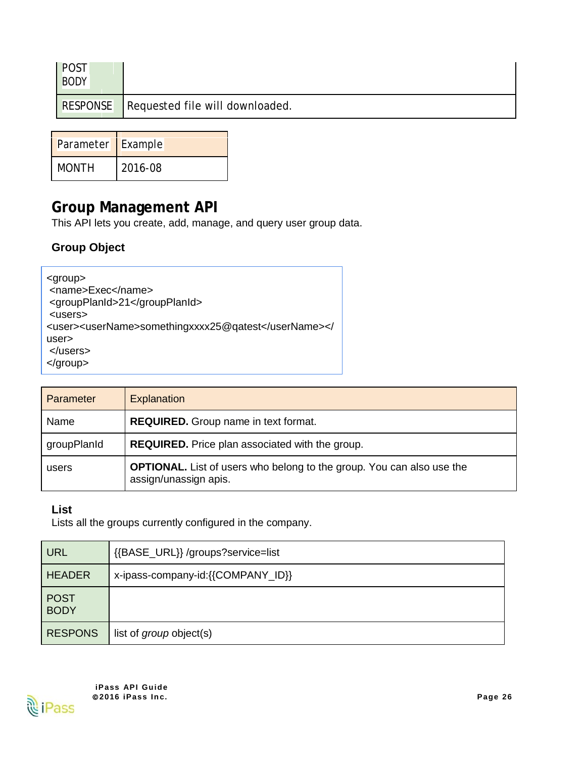| POST BODY | |
|---|---|
| RESPONSE | Requested file will downloaded. |

| Parameter | Example |
|---|---|
| MONTH | 2016-08 |

## Group Management API

This API lets you create, add, manage, and query user group data.

### Group Object

```
<group>
 <name>Exec</name>
 <groupPlanId>21</groupPlanId>
 <users>
<user><userName>somethingxxxx25@qatest</userName></user>
 </users>
</group>
```

| Parameter | Explanation |
|---|---|
| Name | **REQUIRED.** Group name in text format. |
| groupPlanId | **REQUIRED.** Price plan associated with the group. |
| users | **OPTIONAL.** List of users who belong to the group. You can also use the assign/unassign apis. |

### List

Lists all the groups currently configured in the company.

| URL | {{BASE_URL}} /groups?service=list |
|---|---|
| HEADER | x-ipass-company-id:{{COMPANY_ID}} |
| POST BODY | |
| RESPONS | list of *group* object(s) |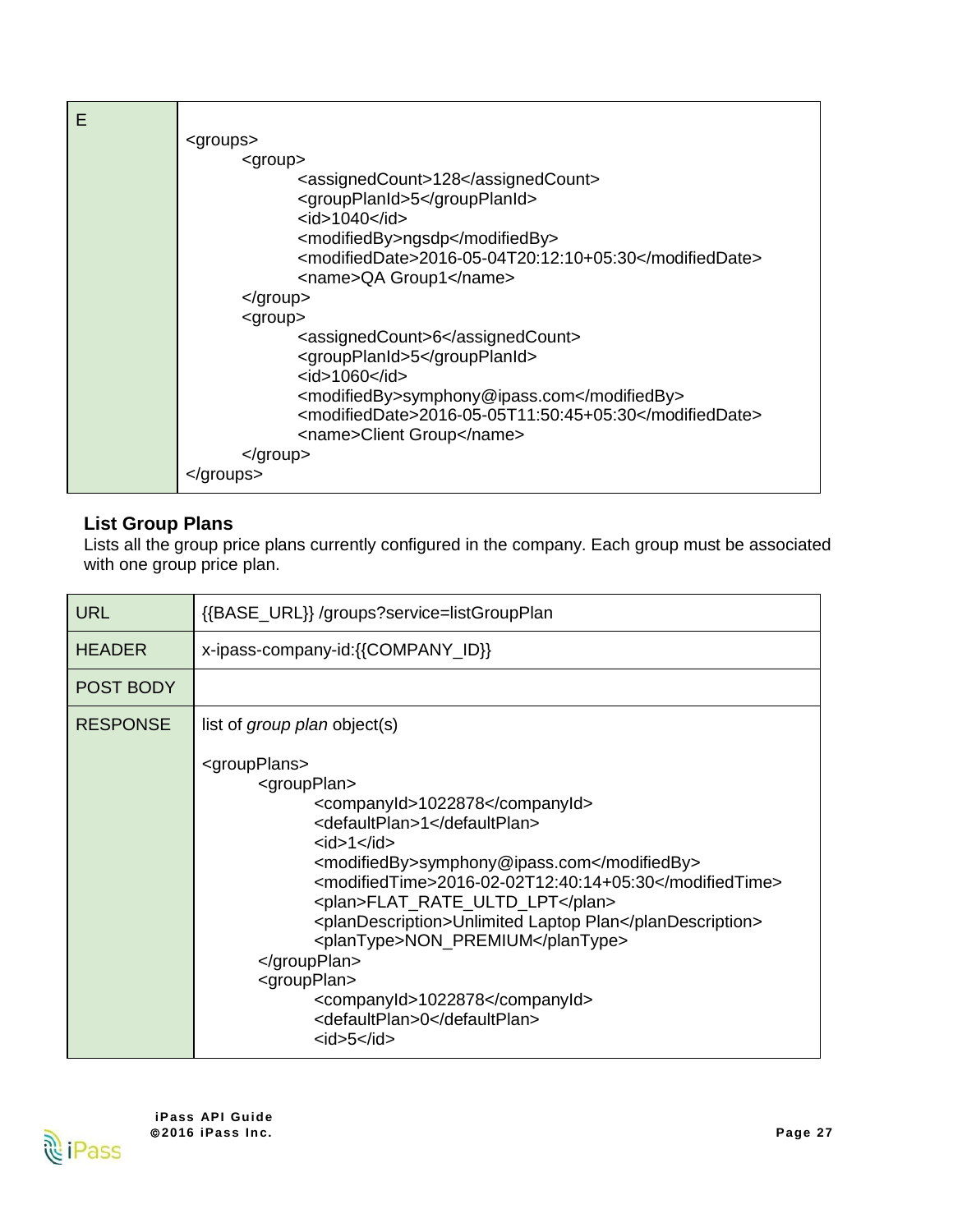| E | `<groups>`<br>`<group>`<br>`<assignedCount>128</assignedCount>`<br>`<groupPlanId>5</groupPlanId>`<br>`<id>1040</id>`<br>`<modifiedBy>ngsdp</modifiedBy>`<br>`<modifiedDate>2016-05-04T20:12:10+05:30</modifiedDate>`<br>`<name>QA Group1</name>`<br>`</group>`<br>`<group>`<br>`<assignedCount>6</assignedCount>`<br>`<groupPlanId>5</groupPlanId>`<br>`<id>1060</id>`<br>`<modifiedBy>symphony@ipass.com</modifiedBy>`<br>`<modifiedDate>2016-05-05T11:50:45+05:30</modifiedDate>`<br>`<name>Client Group</name>`<br>`</group>`<br>`</groups>` |
|---|---|

### List Group Plans

Lists all the group price plans currently configured in the company. Each group must be associated with one group price plan.

| URL | {{BASE_URL}} /groups?service=listGroupPlan |
|---|---|
| HEADER | x-ipass-company-id:{{COMPANY_ID}} |
| POST BODY | |
| RESPONSE | list of *group plan* object(s)<br><br>`<groupPlans>`<br>`<groupPlan>`<br>`<companyId>1022878</companyId>`<br>`<defaultPlan>1</defaultPlan>`<br>`<id>1</id>`<br>`<modifiedBy>symphony@ipass.com</modifiedBy>`<br>`<modifiedTime>2016-02-02T12:40:14+05:30</modifiedTime>`<br>`<plan>FLAT_RATE_ULTD_LPT</plan>`<br>`<planDescription>Unlimited Laptop Plan</planDescription>`<br>`<planType>NON_PREMIUM</planType>`<br>`</groupPlan>`<br>`<groupPlan>`<br>`<companyId>1022878</companyId>`<br>`<defaultPlan>0</defaultPlan>`<br>`<id>5</id>` |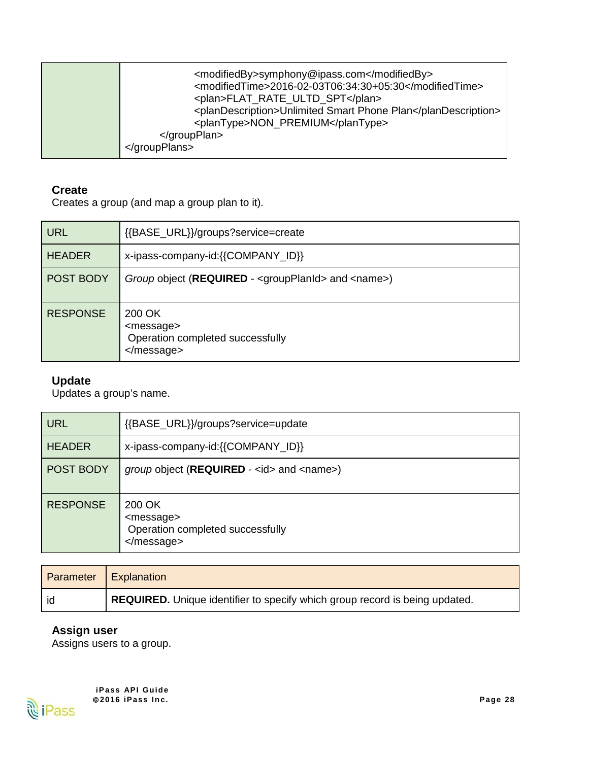|  | <modifiedBy>symphony@ipass.com</modifiedBy><br><modifiedTime>2016-02-03T06:34:30+05:30</modifiedTime><br><plan>FLAT_RATE_ULTD_SPT</plan><br><planDescription>Unlimited Smart Phone Plan</planDescription><br><planType>NON_PREMIUM</planType><br></groupPlan><br></groupPlans> |
|---|---|

**Create**

Creates a group (and map a group plan to it).

| URL | {{BASE_URL}}/groups?service=create |
|---|---|
| HEADER | x-ipass-company-id:{{COMPANY_ID}} |
| POST BODY | *Group* object (**REQUIRED** - <groupPlanId> and <name>) |
| RESPONSE | 200 OK<br><message><br>Operation completed successfully<br></message> |

**Update**

Updates a group's name.

| URL | {{BASE_URL}}/groups?service=update |
|---|---|
| HEADER | x-ipass-company-id:{{COMPANY_ID}} |
| POST BODY | *group* object (**REQUIRED** - <id> and <name>) |
| RESPONSE | 200 OK<br><message><br>Operation completed successfully<br></message> |

| Parameter | Explanation |
|---|---|
| id | **REQUIRED.** Unique identifier to specify which group record is being updated. |

**Assign user**

Assigns users to a group.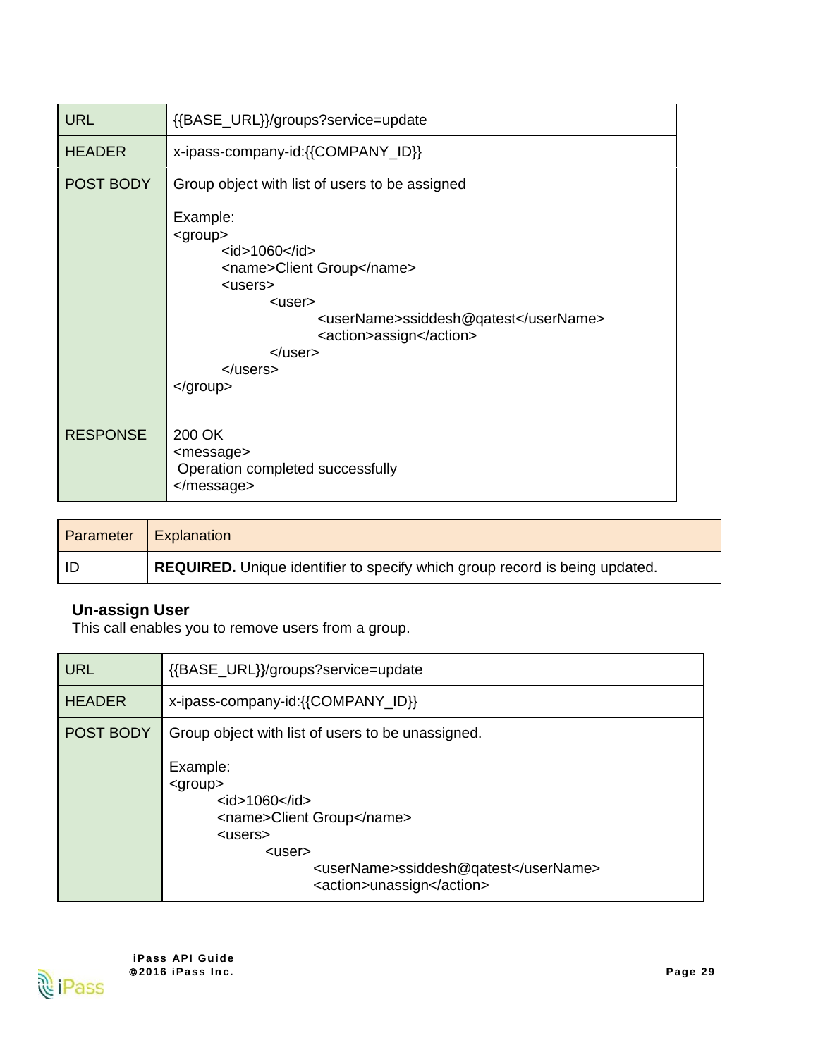| URL | {{BASE_URL}}/groups?service=update |
|---|---|
| HEADER | x-ipass-company-id:{{COMPANY_ID}} |
| POST BODY | Group object with list of users to be assigned<br><br>Example:<br>`<group>`<br>`<id>1060</id>`<br>`<name>Client Group</name>`<br>`<users>`<br>`<user>`<br>`<userName>ssiddesh@qatest</userName>`<br>`<action>assign</action>`<br>`</user>`<br>`</users>`<br>`</group>` |
| RESPONSE | 200 OK<br>`<message>`<br>Operation completed successfully<br>`</message>` |

| Parameter | Explanation |
|---|---|
| ID | **REQUIRED.** Unique identifier to specify which group record is being updated. |

### Un-assign User

This call enables you to remove users from a group.

| URL | {{BASE_URL}}/groups?service=update |
|---|---|
| HEADER | x-ipass-company-id:{{COMPANY_ID}} |
| POST BODY | Group object with list of users to be unassigned.<br><br>Example:<br>`<group>`<br>`<id>1060</id>`<br>`<name>Client Group</name>`<br>`<users>`<br>`<user>`<br>`<userName>ssiddesh@qatest</userName>`<br>`<action>unassign</action>` |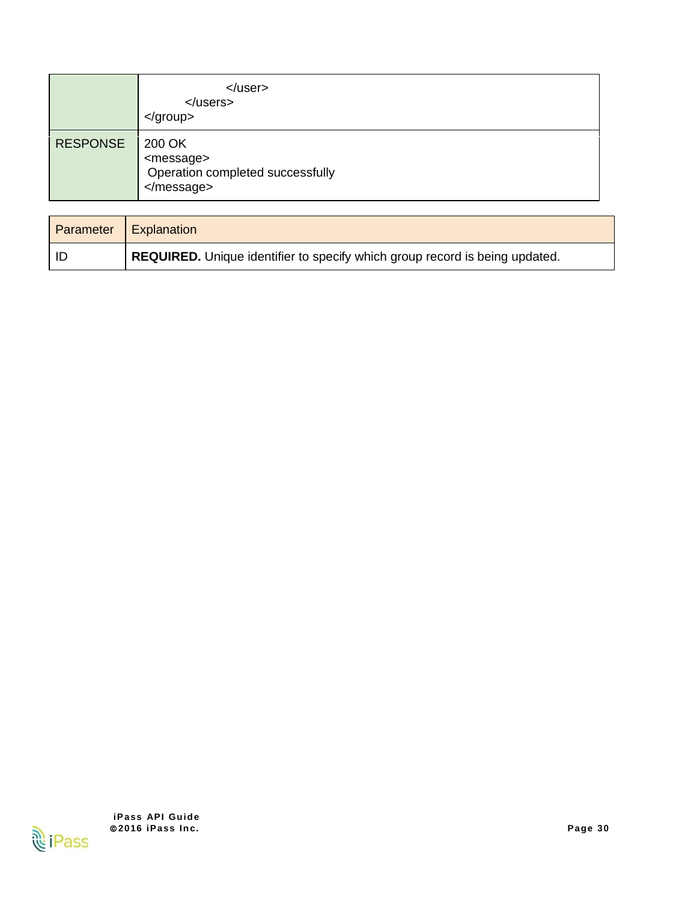|  |  |
|---|---|
|  | ```</user>``` <br> ```</users>``` <br> ```</group>``` |
| RESPONSE | 200 OK <br> <message> <br> Operation completed successfully <br> </message> |

| Parameter | Explanation |
|---|---|
| ID | **REQUIRED.** Unique identifier to specify which group record is being updated. |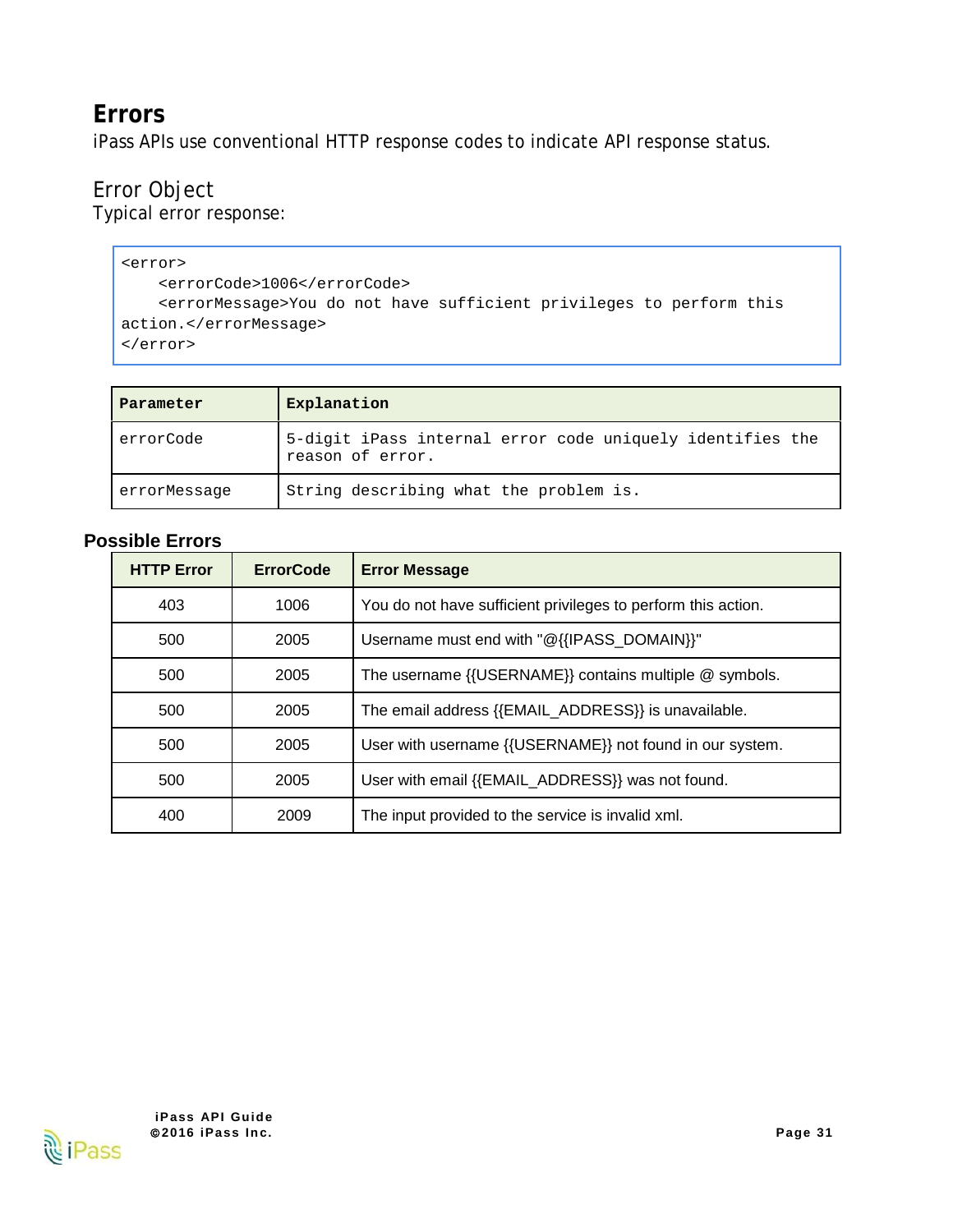## Errors

iPass APIs use conventional HTTP response codes to indicate API response status.

### Error Object

Typical error response:

```
<error>
    <errorCode>1006</errorCode>
    <errorMessage>You do not have sufficient privileges to perform this
action.</errorMessage>
</error>
```

| Parameter | Explanation |
| --- | --- |
| errorCode | 5-digit iPass internal error code uniquely identifies the reason of error. |
| errorMessage | String describing what the problem is. |

### Possible Errors

| HTTP Error | ErrorCode | Error Message |
| --- | --- | --- |
| 403 | 1006 | You do not have sufficient privileges to perform this action. |
| 500 | 2005 | Username must end with "@{{IPASS_DOMAIN}}" |
| 500 | 2005 | The username {{USERNAME}} contains multiple @ symbols. |
| 500 | 2005 | The email address {{EMAIL_ADDRESS}} is unavailable. |
| 500 | 2005 | User with username {{USERNAME}} not found in our system. |
| 500 | 2005 | User with email {{EMAIL_ADDRESS}} was not found. |
| 400 | 2009 | The input provided to the service is invalid xml. |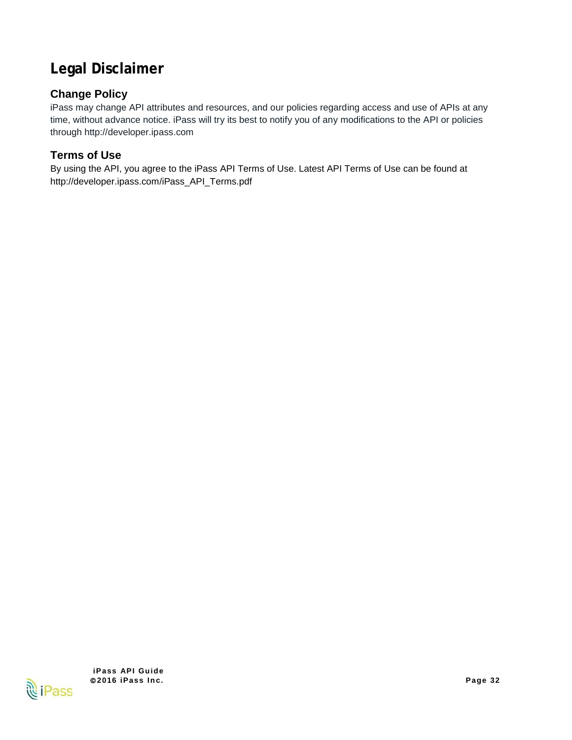# Legal Disclaimer

## Change Policy

iPass may change API attributes and resources, and our policies regarding access and use of APIs at any time, without advance notice. iPass will try its best to notify you of any modifications to the API or policies through http://developer.ipass.com

## Terms of Use

By using the API, you agree to the iPass API Terms of Use. Latest API Terms of Use can be found at http://developer.ipass.com/iPass_API_Terms.pdf